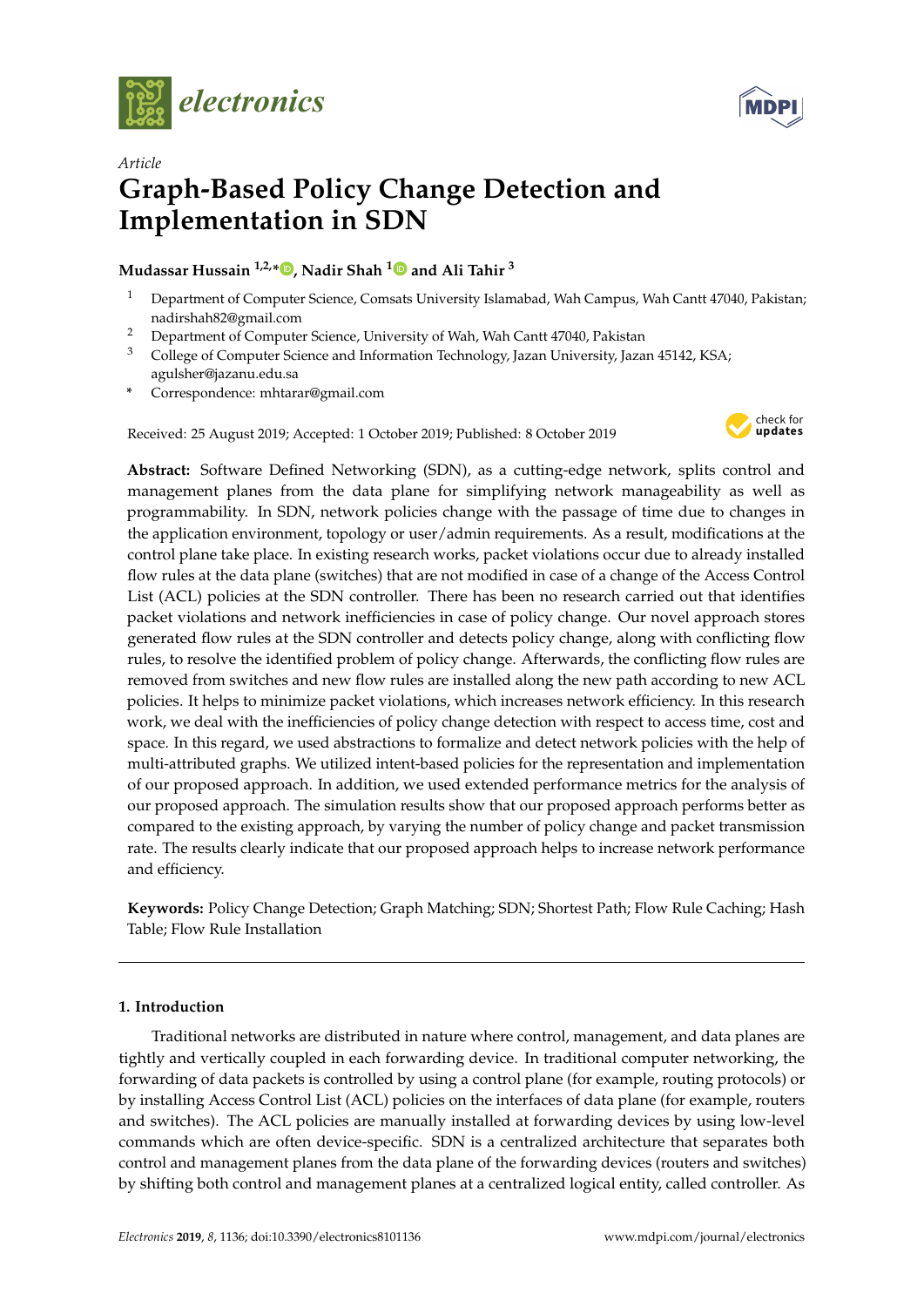*Article*

# Graph-Based Policy Change Detection and Implementation in SDN

**Mudassar Hussain [1,2,*], Nadir Shah [1] and Ali Tahir [3]**

1. Department of Computer Science, Comsats University Islamabad, Wah Campus, Wah Cantt 47040, Pakistan; nadirshah82@gmail.com
2. Department of Computer Science, University of Wah, Wah Cantt 47040, Pakistan
3. College of Computer Science and Information Technology, Jazan University, Jazan 45142, KSA; agulsher@jazanu.edu.sa

\* Correspondence: mhtarar@gmail.com

Received: 25 August 2019; Accepted: 1 October 2019; Published: 8 October 2019

**Abstract:** Software Defined Networking (SDN), as a cutting-edge network, splits control and management planes from the data plane for simplifying network manageability as well as programmability. In SDN, network policies change with the passage of time due to changes in the application environment, topology or user/admin requirements. As a result, modifications at the control plane take place. In existing research works, packet violations occur due to already installed flow rules at the data plane (switches) that are not modified in case of a change of the Access Control List (ACL) policies at the SDN controller. There has been no research carried out that identifies packet violations and network inefficiencies in case of policy change. Our novel approach stores generated flow rules at the SDN controller and detects policy change, along with conflicting flow rules, to resolve the identified problem of policy change. Afterwards, the conflicting flow rules are removed from switches and new flow rules are installed along the new path according to new ACL policies. It helps to minimize packet violations, which increases network efficiency. In this research work, we deal with the inefficiencies of policy change detection with respect to access time, cost and space. In this regard, we used abstractions to formalize and detect network policies with the help of multi-attributed graphs. We utilized intent-based policies for the representation and implementation of our proposed approach. In addition, we used extended performance metrics for the analysis of our proposed approach. The simulation results show that our proposed approach performs better as compared to the existing approach, by varying the number of policy change and packet transmission rate. The results clearly indicate that our proposed approach helps to increase network performance and efficiency.

**Keywords:** Policy Change Detection; Graph Matching; SDN; Shortest Path; Flow Rule Caching; Hash Table; Flow Rule Installation

## 1. Introduction

Traditional networks are distributed in nature where control, management, and data planes are tightly and vertically coupled in each forwarding device. In traditional computer networking, the forwarding of data packets is controlled by using a control plane (for example, routing protocols) or by installing Access Control List (ACL) policies on the interfaces of data plane (for example, routers and switches). The ACL policies are manually installed at forwarding devices by using low-level commands which are often device-specific. SDN is a centralized architecture that separates both control and management planes from the data plane of the forwarding devices (routers and switches) by shifting both control and management planes at a centralized logical entity, called controller. As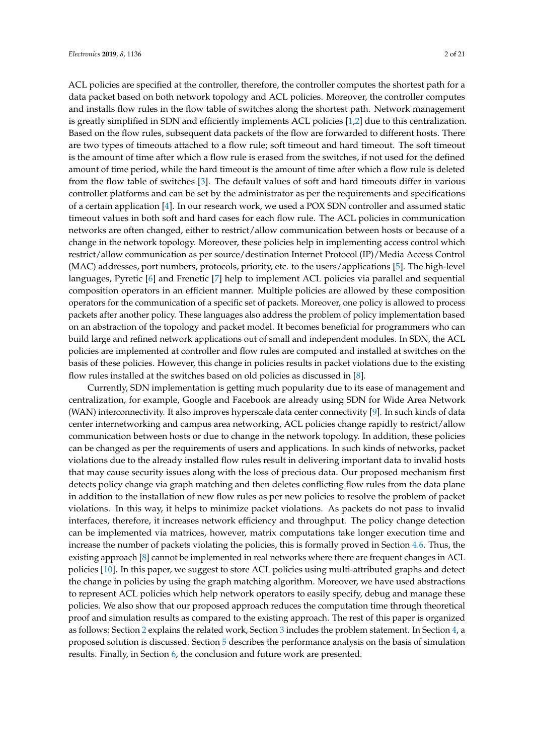ACL policies are specified at the controller, therefore, the controller computes the shortest path for a data packet based on both network topology and ACL policies. Moreover, the controller computes and installs flow rules in the flow table of switches along the shortest path. Network management is greatly simplified in SDN and efficiently implements ACL policies [1,2] due to this centralization. Based on the flow rules, subsequent data packets of the flow are forwarded to different hosts. There are two types of timeouts attached to a flow rule; soft timeout and hard timeout. The soft timeout is the amount of time after which a flow rule is erased from the switches, if not used for the defined amount of time period, while the hard timeout is the amount of time after which a flow rule is deleted from the flow table of switches [3]. The default values of soft and hard timeouts differ in various controller platforms and can be set by the administrator as per the requirements and specifications of a certain application [4]. In our research work, we used a POX SDN controller and assumed static timeout values in both soft and hard cases for each flow rule. The ACL policies in communication networks are often changed, either to restrict/allow communication between hosts or because of a change in the network topology. Moreover, these policies help in implementing access control which restrict/allow communication as per source/destination Internet Protocol (IP)/Media Access Control (MAC) addresses, port numbers, protocols, priority, etc. to the users/applications [5]. The high-level languages, Pyretic [6] and Frenetic [7] help to implement ACL policies via parallel and sequential composition operators in an efficient manner. Multiple policies are allowed by these composition operators for the communication of a specific set of packets. Moreover, one policy is allowed to process packets after another policy. These languages also address the problem of policy implementation based on an abstraction of the topology and packet model. It becomes beneficial for programmers who can build large and refined network applications out of small and independent modules. In SDN, the ACL policies are implemented at controller and flow rules are computed and installed at switches on the basis of these policies. However, this change in policies results in packet violations due to the existing flow rules installed at the switches based on old policies as discussed in [8].

Currently, SDN implementation is getting much popularity due to its ease of management and centralization, for example, Google and Facebook are already using SDN for Wide Area Network (WAN) interconnectivity. It also improves hyperscale data center connectivity [9]. In such kinds of data center internetworking and campus area networking, ACL policies change rapidly to restrict/allow communication between hosts or due to change in the network topology. In addition, these policies can be changed as per the requirements of users and applications. In such kinds of networks, packet violations due to the already installed flow rules result in delivering important data to invalid hosts that may cause security issues along with the loss of precious data. Our proposed mechanism first detects policy change via graph matching and then deletes conflicting flow rules from the data plane in addition to the installation of new flow rules as per new policies to resolve the problem of packet violations. In this way, it helps to minimize packet violations. As packets do not pass to invalid interfaces, therefore, it increases network efficiency and throughput. The policy change detection can be implemented via matrices, however, matrix computations take longer execution time and increase the number of packets violating the policies, this is formally proved in Section 4.6. Thus, the existing approach [8] cannot be implemented in real networks where there are frequent changes in ACL policies [10]. In this paper, we suggest to store ACL policies using multi-attributed graphs and detect the change in policies by using the graph matching algorithm. Moreover, we have used abstractions to represent ACL policies which help network operators to easily specify, debug and manage these policies. We also show that our proposed approach reduces the computation time through theoretical proof and simulation results as compared to the existing approach. The rest of this paper is organized as follows: Section 2 explains the related work, Section 3 includes the problem statement. In Section 4, a proposed solution is discussed. Section 5 describes the performance analysis on the basis of simulation results. Finally, in Section 6, the conclusion and future work are presented.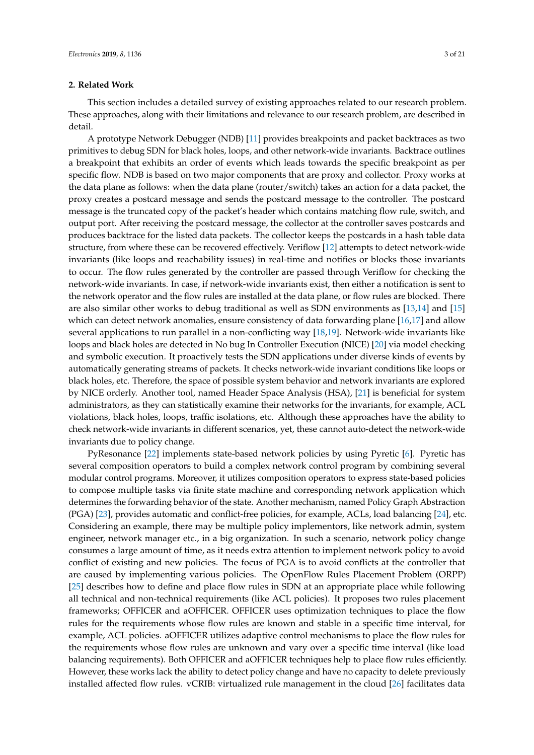## 2. Related Work

This section includes a detailed survey of existing approaches related to our research problem. These approaches, along with their limitations and relevance to our research problem, are described in detail.

A prototype Network Debugger (NDB) [11] provides breakpoints and packet backtraces as two primitives to debug SDN for black holes, loops, and other network-wide invariants. Backtrace outlines a breakpoint that exhibits an order of events which leads towards the specific breakpoint as per specific flow. NDB is based on two major components that are proxy and collector. Proxy works at the data plane as follows: when the data plane (router/switch) takes an action for a data packet, the proxy creates a postcard message and sends the postcard message to the controller. The postcard message is the truncated copy of the packet's header which contains matching flow rule, switch, and output port. After receiving the postcard message, the collector at the controller saves postcards and produces backtrace for the listed data packets. The collector keeps the postcards in a hash table data structure, from where these can be recovered effectively. Veriflow [12] attempts to detect network-wide invariants (like loops and reachability issues) in real-time and notifies or blocks those invariants to occur. The flow rules generated by the controller are passed through Veriflow for checking the network-wide invariants. In case, if network-wide invariants exist, then either a notification is sent to the network operator and the flow rules are installed at the data plane, or flow rules are blocked. There are also similar other works to debug traditional as well as SDN environments as [13,14] and [15] which can detect network anomalies, ensure consistency of data forwarding plane [16,17] and allow several applications to run parallel in a non-conflicting way [18,19]. Network-wide invariants like loops and black holes are detected in No bug In Controller Execution (NICE) [20] via model checking and symbolic execution. It proactively tests the SDN applications under diverse kinds of events by automatically generating streams of packets. It checks network-wide invariant conditions like loops or black holes, etc. Therefore, the space of possible system behavior and network invariants are explored by NICE orderly. Another tool, named Header Space Analysis (HSA), [21] is beneficial for system administrators, as they can statistically examine their networks for the invariants, for example, ACL violations, black holes, loops, traffic isolations, etc. Although these approaches have the ability to check network-wide invariants in different scenarios, yet, these cannot auto-detect the network-wide invariants due to policy change.

PyResonance [22] implements state-based network policies by using Pyretic [6]. Pyretic has several composition operators to build a complex network control program by combining several modular control programs. Moreover, it utilizes composition operators to express state-based policies to compose multiple tasks via finite state machine and corresponding network application which determines the forwarding behavior of the state. Another mechanism, named Policy Graph Abstraction (PGA) [23], provides automatic and conflict-free policies, for example, ACLs, load balancing [24], etc. Considering an example, there may be multiple policy implementors, like network admin, system engineer, network manager etc., in a big organization. In such a scenario, network policy change consumes a large amount of time, as it needs extra attention to implement network policy to avoid conflict of existing and new policies. The focus of PGA is to avoid conflicts at the controller that are caused by implementing various policies. The OpenFlow Rules Placement Problem (ORPP) [25] describes how to define and place flow rules in SDN at an appropriate place while following all technical and non-technical requirements (like ACL policies). It proposes two rules placement frameworks; OFFICER and aOFFICER. OFFICER uses optimization techniques to place the flow rules for the requirements whose flow rules are known and stable in a specific time interval, for example, ACL policies. aOFFICER utilizes adaptive control mechanisms to place the flow rules for the requirements whose flow rules are unknown and vary over a specific time interval (like load balancing requirements). Both OFFICER and aOFFICER techniques help to place flow rules efficiently. However, these works lack the ability to detect policy change and have no capacity to delete previously installed affected flow rules. vCRIB: virtualized rule management in the cloud [26] facilitates data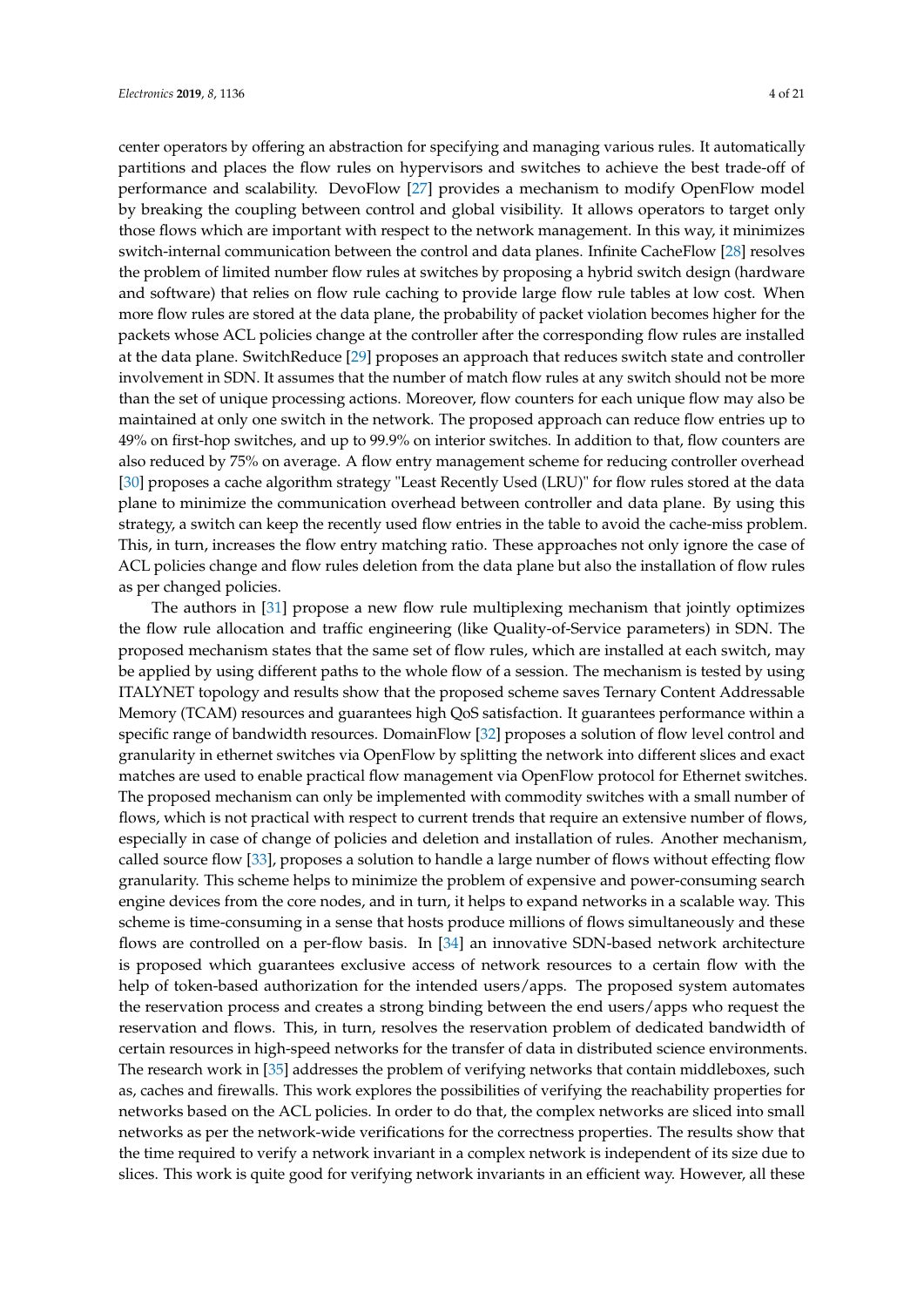center operators by offering an abstraction for specifying and managing various rules. It automatically partitions and places the flow rules on hypervisors and switches to achieve the best trade-off of performance and scalability. DevoFlow [27] provides a mechanism to modify OpenFlow model by breaking the coupling between control and global visibility. It allows operators to target only those flows which are important with respect to the network management. In this way, it minimizes switch-internal communication between the control and data planes. Infinite CacheFlow [28] resolves the problem of limited number flow rules at switches by proposing a hybrid switch design (hardware and software) that relies on flow rule caching to provide large flow rule tables at low cost. When more flow rules are stored at the data plane, the probability of packet violation becomes higher for the packets whose ACL policies change at the controller after the corresponding flow rules are installed at the data plane. SwitchReduce [29] proposes an approach that reduces switch state and controller involvement in SDN. It assumes that the number of match flow rules at any switch should not be more than the set of unique processing actions. Moreover, flow counters for each unique flow may also be maintained at only one switch in the network. The proposed approach can reduce flow entries up to 49% on first-hop switches, and up to 99.9% on interior switches. In addition to that, flow counters are also reduced by 75% on average. A flow entry management scheme for reducing controller overhead [30] proposes a cache algorithm strategy "Least Recently Used (LRU)" for flow rules stored at the data plane to minimize the communication overhead between controller and data plane. By using this strategy, a switch can keep the recently used flow entries in the table to avoid the cache-miss problem. This, in turn, increases the flow entry matching ratio. These approaches not only ignore the case of ACL policies change and flow rules deletion from the data plane but also the installation of flow rules as per changed policies.

The authors in [31] propose a new flow rule multiplexing mechanism that jointly optimizes the flow rule allocation and traffic engineering (like Quality-of-Service parameters) in SDN. The proposed mechanism states that the same set of flow rules, which are installed at each switch, may be applied by using different paths to the whole flow of a session. The mechanism is tested by using ITALYNET topology and results show that the proposed scheme saves Ternary Content Addressable Memory (TCAM) resources and guarantees high QoS satisfaction. It guarantees performance within a specific range of bandwidth resources. DomainFlow [32] proposes a solution of flow level control and granularity in ethernet switches via OpenFlow by splitting the network into different slices and exact matches are used to enable practical flow management via OpenFlow protocol for Ethernet switches. The proposed mechanism can only be implemented with commodity switches with a small number of flows, which is not practical with respect to current trends that require an extensive number of flows, especially in case of change of policies and deletion and installation of rules. Another mechanism, called source flow [33], proposes a solution to handle a large number of flows without effecting flow granularity. This scheme helps to minimize the problem of expensive and power-consuming search engine devices from the core nodes, and in turn, it helps to expand networks in a scalable way. This scheme is time-consuming in a sense that hosts produce millions of flows simultaneously and these flows are controlled on a per-flow basis. In [34] an innovative SDN-based network architecture is proposed which guarantees exclusive access of network resources to a certain flow with the help of token-based authorization for the intended users/apps. The proposed system automates the reservation process and creates a strong binding between the end users/apps who request the reservation and flows. This, in turn, resolves the reservation problem of dedicated bandwidth of certain resources in high-speed networks for the transfer of data in distributed science environments. The research work in [35] addresses the problem of verifying networks that contain middleboxes, such as, caches and firewalls. This work explores the possibilities of verifying the reachability properties for networks based on the ACL policies. In order to do that, the complex networks are sliced into small networks as per the network-wide verifications for the correctness properties. The results show that the time required to verify a network invariant in a complex network is independent of its size due to slices. This work is quite good for verifying network invariants in an efficient way. However, all these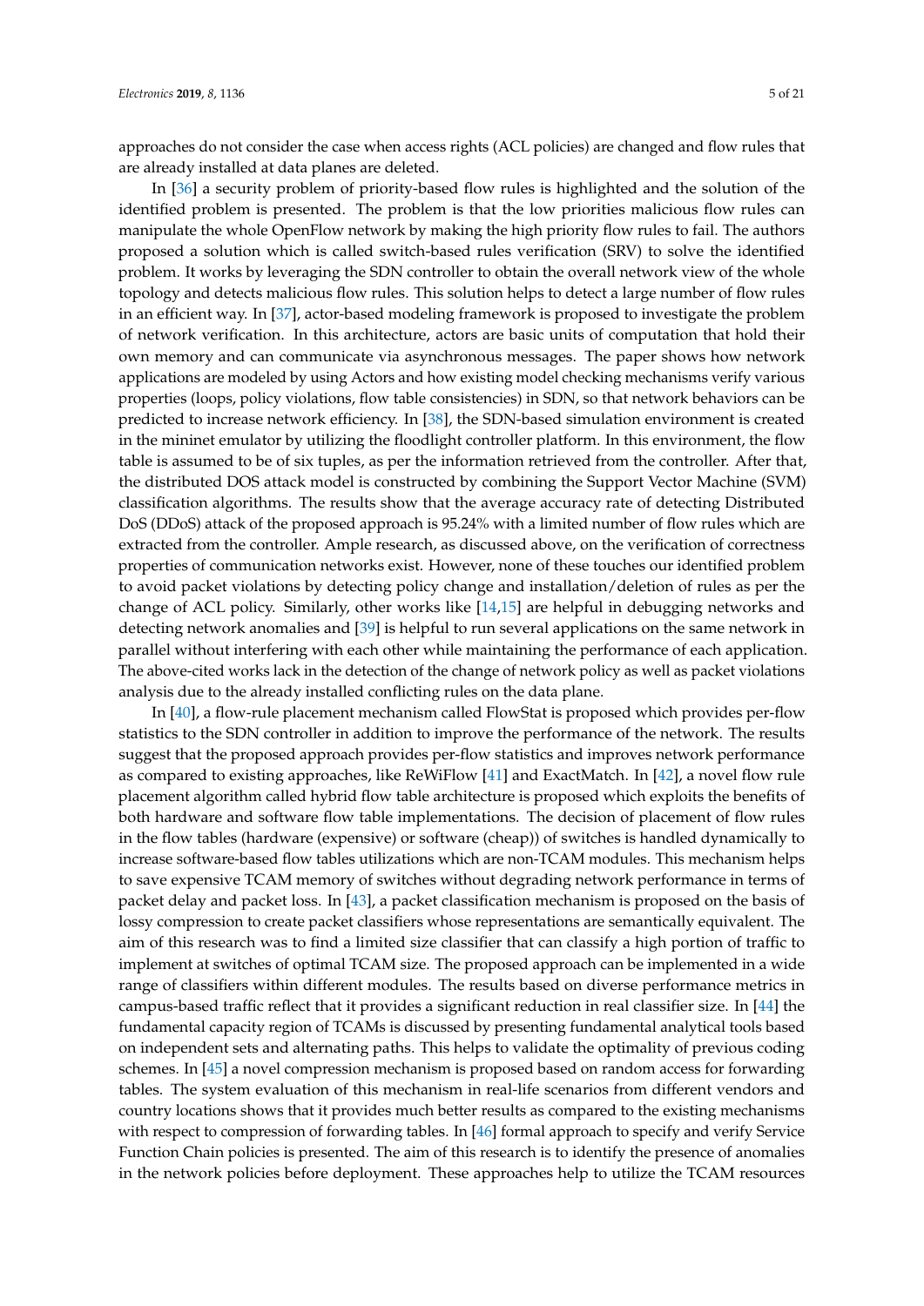approaches do not consider the case when access rights (ACL policies) are changed and flow rules that are already installed at data planes are deleted.

In [36] a security problem of priority-based flow rules is highlighted and the solution of the identified problem is presented. The problem is that the low priorities malicious flow rules can manipulate the whole OpenFlow network by making the high priority flow rules to fail. The authors proposed a solution which is called switch-based rules verification (SRV) to solve the identified problem. It works by leveraging the SDN controller to obtain the overall network view of the whole topology and detects malicious flow rules. This solution helps to detect a large number of flow rules in an efficient way. In [37], actor-based modeling framework is proposed to investigate the problem of network verification. In this architecture, actors are basic units of computation that hold their own memory and can communicate via asynchronous messages. The paper shows how network applications are modeled by using Actors and how existing model checking mechanisms verify various properties (loops, policy violations, flow table consistencies) in SDN, so that network behaviors can be predicted to increase network efficiency. In [38], the SDN-based simulation environment is created in the mininet emulator by utilizing the floodlight controller platform. In this environment, the flow table is assumed to be of six tuples, as per the information retrieved from the controller. After that, the distributed DOS attack model is constructed by combining the Support Vector Machine (SVM) classification algorithms. The results show that the average accuracy rate of detecting Distributed DoS (DDoS) attack of the proposed approach is 95.24% with a limited number of flow rules which are extracted from the controller. Ample research, as discussed above, on the verification of correctness properties of communication networks exist. However, none of these touches our identified problem to avoid packet violations by detecting policy change and installation/deletion of rules as per the change of ACL policy. Similarly, other works like [14,15] are helpful in debugging networks and detecting network anomalies and [39] is helpful to run several applications on the same network in parallel without interfering with each other while maintaining the performance of each application. The above-cited works lack in the detection of the change of network policy as well as packet violations analysis due to the already installed conflicting rules on the data plane.

In [40], a flow-rule placement mechanism called FlowStat is proposed which provides per-flow statistics to the SDN controller in addition to improve the performance of the network. The results suggest that the proposed approach provides per-flow statistics and improves network performance as compared to existing approaches, like ReWiFlow [41] and ExactMatch. In [42], a novel flow rule placement algorithm called hybrid flow table architecture is proposed which exploits the benefits of both hardware and software flow table implementations. The decision of placement of flow rules in the flow tables (hardware (expensive) or software (cheap)) of switches is handled dynamically to increase software-based flow tables utilizations which are non-TCAM modules. This mechanism helps to save expensive TCAM memory of switches without degrading network performance in terms of packet delay and packet loss. In [43], a packet classification mechanism is proposed on the basis of lossy compression to create packet classifiers whose representations are semantically equivalent. The aim of this research was to find a limited size classifier that can classify a high portion of traffic to implement at switches of optimal TCAM size. The proposed approach can be implemented in a wide range of classifiers within different modules. The results based on diverse performance metrics in campus-based traffic reflect that it provides a significant reduction in real classifier size. In [44] the fundamental capacity region of TCAMs is discussed by presenting fundamental analytical tools based on independent sets and alternating paths. This helps to validate the optimality of previous coding schemes. In [45] a novel compression mechanism is proposed based on random access for forwarding tables. The system evaluation of this mechanism in real-life scenarios from different vendors and country locations shows that it provides much better results as compared to the existing mechanisms with respect to compression of forwarding tables. In [46] formal approach to specify and verify Service Function Chain policies is presented. The aim of this research is to identify the presence of anomalies in the network policies before deployment. These approaches help to utilize the TCAM resources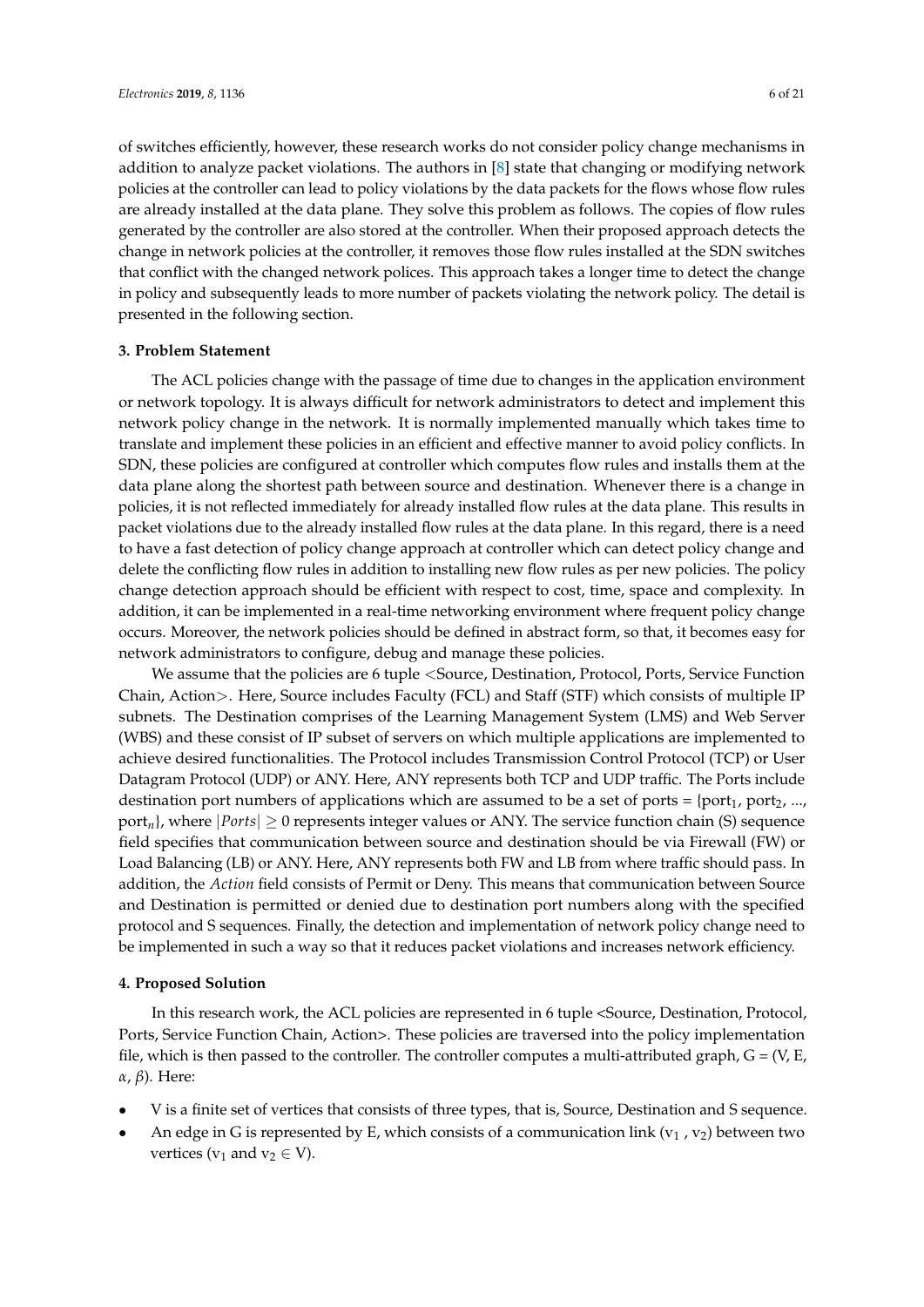of switches efficiently, however, these research works do not consider policy change mechanisms in addition to analyze packet violations. The authors in [8] state that changing or modifying network policies at the controller can lead to policy violations by the data packets for the flows whose flow rules are already installed at the data plane. They solve this problem as follows. The copies of flow rules generated by the controller are also stored at the controller. When their proposed approach detects the change in network policies at the controller, it removes those flow rules installed at the SDN switches that conflict with the changed network polices. This approach takes a longer time to detect the change in policy and subsequently leads to more number of packets violating the network policy. The detail is presented in the following section.

## 3. Problem Statement

The ACL policies change with the passage of time due to changes in the application environment or network topology. It is always difficult for network administrators to detect and implement this network policy change in the network. It is normally implemented manually which takes time to translate and implement these policies in an efficient and effective manner to avoid policy conflicts. In SDN, these policies are configured at controller which computes flow rules and installs them at the data plane along the shortest path between source and destination. Whenever there is a change in policies, it is not reflected immediately for already installed flow rules at the data plane. This results in packet violations due to the already installed flow rules at the data plane. In this regard, there is a need to have a fast detection of policy change approach at controller which can detect policy change and delete the conflicting flow rules in addition to installing new flow rules as per new policies. The policy change detection approach should be efficient with respect to cost, time, space and complexity. In addition, it can be implemented in a real-time networking environment where frequent policy change occurs. Moreover, the network policies should be defined in abstract form, so that, it becomes easy for network administrators to configure, debug and manage these policies.

We assume that the policies are 6 tuple <Source, Destination, Protocol, Ports, Service Function Chain, Action>. Here, Source includes Faculty (FCL) and Staff (STF) which consists of multiple IP subnets. The Destination comprises of the Learning Management System (LMS) and Web Server (WBS) and these consist of IP subset of servers on which multiple applications are implemented to achieve desired functionalities. The Protocol includes Transmission Control Protocol (TCP) or User Datagram Protocol (UDP) or ANY. Here, ANY represents both TCP and UDP traffic. The Ports include destination port numbers of applications which are assumed to be a set of ports = {$port_1$, $port_2$, ..., $port_n$}, where $|Ports| \geq 0$ represents integer values or ANY. The service function chain (S) sequence field specifies that communication between source and destination should be via Firewall (FW) or Load Balancing (LB) or ANY. Here, ANY represents both FW and LB from where traffic should pass. In addition, the *Action* field consists of Permit or Deny. This means that communication between Source and Destination is permitted or denied due to destination port numbers along with the specified protocol and S sequences. Finally, the detection and implementation of network policy change need to be implemented in such a way so that it reduces packet violations and increases network efficiency.

## 4. Proposed Solution

In this research work, the ACL policies are represented in 6 tuple <Source, Destination, Protocol, Ports, Service Function Chain, Action>. These policies are traversed into the policy implementation file, which is then passed to the controller. The controller computes a multi-attributed graph, $G = (V, E, \alpha, \beta)$. Here:

- V is a finite set of vertices that consists of three types, that is, Source, Destination and S sequence.
- An edge in G is represented by E, which consists of a communication link ($v_1$ , $v_2$) between two vertices ($v_1$ and $v_2 \in V$).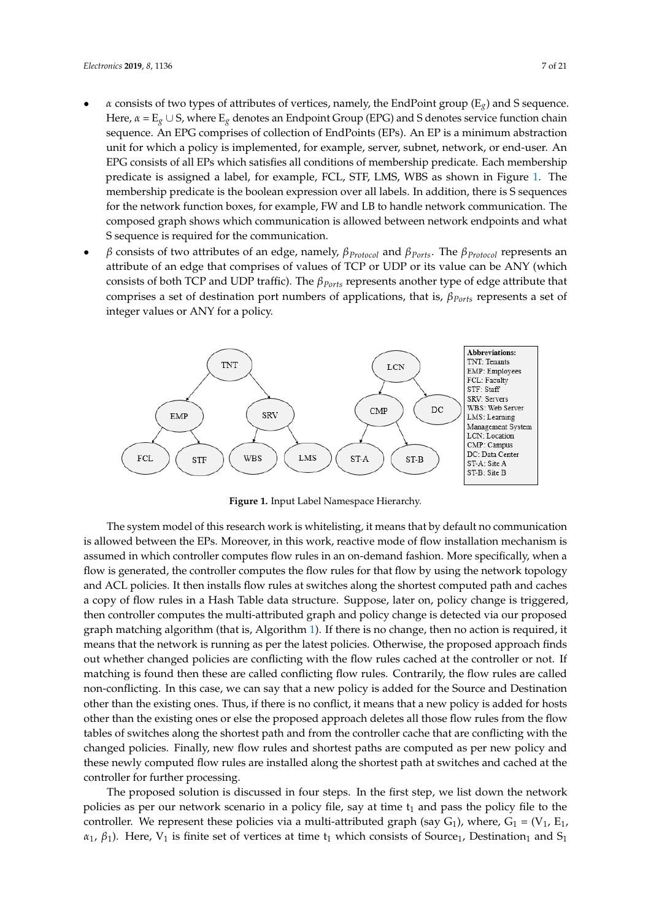- $\alpha$ consists of two types of attributes of vertices, namely, the EndPoint group ($E_g$) and S sequence. Here, $\alpha = E_g \cup S$, where $E_g$ denotes an Endpoint Group (EPG) and S denotes service function chain sequence. An EPG comprises of collection of EndPoints (EPs). An EP is a minimum abstraction unit for which a policy is implemented, for example, server, subnet, network, or end-user. An EPG consists of all EPs which satisfies all conditions of membership predicate. Each membership predicate is assigned a label, for example, FCL, STF, LMS, WBS as shown in Figure 1. The membership predicate is the boolean expression over all labels. In addition, there is S sequences for the network function boxes, for example, FW and LB to handle network communication. The composed graph shows which communication is allowed between network endpoints and what S sequence is required for the communication.
- $\beta$ consists of two attributes of an edge, namely, $\beta_{Protocol}$ and $\beta_{Ports}$. The $\beta_{Protocol}$ represents an attribute of an edge that comprises of values of TCP or UDP or its value can be ANY (which consists of both TCP and UDP traffic). The $\beta_{Ports}$ represents another type of edge attribute that comprises a set of destination port numbers of applications, that is, $\beta_{Ports}$ represents a set of integer values or ANY for a policy.

**Figure 1.** Input Label Namespace Hierarchy.

The system model of this research work is whitelisting, it means that by default no communication is allowed between the EPs. Moreover, in this work, reactive mode of flow installation mechanism is assumed in which controller computes flow rules in an on-demand fashion. More specifically, when a flow is generated, the controller computes the flow rules for that flow by using the network topology and ACL policies. It then installs flow rules at switches along the shortest computed path and caches a copy of flow rules in a Hash Table data structure. Suppose, later on, policy change is triggered, then controller computes the multi-attributed graph and policy change is detected via our proposed graph matching algorithm (that is, Algorithm 1). If there is no change, then no action is required, it means that the network is running as per the latest policies. Otherwise, the proposed approach finds out whether changed policies are conflicting with the flow rules cached at the controller or not. If matching is found then these are called conflicting flow rules. Contrarily, the flow rules are called non-conflicting. In this case, we can say that a new policy is added for the Source and Destination other than the existing ones. Thus, if there is no conflict, it means that a new policy is added for hosts other than the existing ones or else the proposed approach deletes all those flow rules from the flow tables of switches along the shortest path and from the controller cache that are conflicting with the changed policies. Finally, new flow rules and shortest paths are computed as per new policy and these newly computed flow rules are installed along the shortest path at switches and cached at the controller for further processing.

The proposed solution is discussed in four steps. In the first step, we list down the network policies as per our network scenario in a policy file, say at time $t_1$ and pass the policy file to the controller. We represent these policies via a multi-attributed graph (say $G_1$), where, $G_1 = (V_1, E_1, \alpha_1, \beta_1)$. Here, $V_1$ is finite set of vertices at time $t_1$ which consists of $Source_1$, $Destination_1$ and $S_1$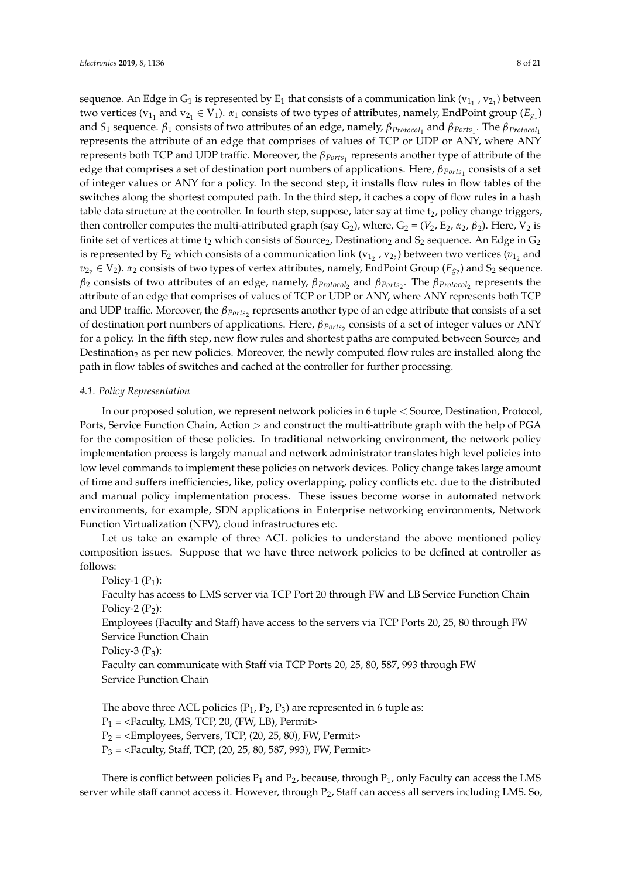sequence. An Edge in $G_1$ is represented by $E_1$ that consists of a communication link ($v_{1_1}$ , $v_{2_1}$) between two vertices ($v_{1_1}$ and $v_{2_1} \in V_1$). $\alpha_1$ consists of two types of attributes, namely, EndPoint group ($E_{g1}$) and $S_1$ sequence. $\beta_1$ consists of two attributes of an edge, namely, $\beta_{Protocol_1}$ and $\beta_{Ports_1}$. The $\beta_{Protocol_1}$ represents the attribute of an edge that comprises of values of TCP or UDP or ANY, where ANY represents both TCP and UDP traffic. Moreover, the $\beta_{Ports_1}$ represents another type of attribute of the edge that comprises a set of destination port numbers of applications. Here, $\beta_{Ports_1}$ consists of a set of integer values or ANY for a policy. In the second step, it installs flow rules in flow tables of the switches along the shortest computed path. In the third step, it caches a copy of flow rules in a hash table data structure at the controller. In fourth step, suppose, later say at time $t_2$, policy change triggers, then controller computes the multi-attributed graph (say $G_2$), where, $G_2 = (V_2, E_2, \alpha_2, \beta_2)$. Here, $V_2$ is finite set of vertices at time $t_2$ which consists of $Source_2$, $Destination_2$ and $S_2$ sequence. An Edge in $G_2$ is represented by $E_2$ which consists of a communication link ($v_{1_2}$ , $v_{2_2}$) between two vertices ($v_{1_2}$ and $v_{2_2} \in V_2$). $\alpha_2$ consists of two types of vertex attributes, namely, EndPoint Group ($E_{g2}$) and $S_2$ sequence. $\beta_2$ consists of two attributes of an edge, namely, $\beta_{Protocol_2}$ and $\beta_{Ports_2}$. The $\beta_{Protocol_2}$ represents the attribute of an edge that comprises of values of TCP or UDP or ANY, where ANY represents both TCP and UDP traffic. Moreover, the $\beta_{Ports_2}$ represents another type of an edge attribute that consists of a set of destination port numbers of applications. Here, $\beta_{Ports_2}$ consists of a set of integer values or ANY for a policy. In the fifth step, new flow rules and shortest paths are computed between $Source_2$ and $Destination_2$ as per new policies. Moreover, the newly computed flow rules are installed along the path in flow tables of switches and cached at the controller for further processing.

### *4.1. Policy Representation*

In our proposed solution, we represent network policies in 6 tuple < Source, Destination, Protocol, Ports, Service Function Chain, Action > and construct the multi-attribute graph with the help of PGA for the composition of these policies. In traditional networking environment, the network policy implementation process is largely manual and network administrator translates high level policies into low level commands to implement these policies on network devices. Policy change takes large amount of time and suffers inefficiencies, like, policy overlapping, policy conflicts etc. due to the distributed and manual policy implementation process. These issues become worse in automated network environments, for example, SDN applications in Enterprise networking environments, Network Function Virtualization (NFV), cloud infrastructures etc.

Let us take an example of three ACL policies to understand the above mentioned policy composition issues. Suppose that we have three network policies to be defined at controller as follows:

Policy-1 ($P_1$):
Faculty has access to LMS server via TCP Port 20 through FW and LB Service Function Chain
Policy-2 ($P_2$):
Employees (Faculty and Staff) have access to the servers via TCP Ports 20, 25, 80 through FW Service Function Chain
Policy-3 ($P_3$):
Faculty can communicate with Staff via TCP Ports 20, 25, 80, 587, 993 through FW Service Function Chain

The above three ACL policies ($P_1$, $P_2$, $P_3$) are represented in 6 tuple as:
$P_1$ = <Faculty, LMS, TCP, 20, (FW, LB), Permit>
$P_2$ = <Employees, Servers, TCP, (20, 25, 80), FW, Permit>
$P_3$ = <Faculty, Staff, TCP, (20, 25, 80, 587, 993), FW, Permit>

There is conflict between policies $P_1$ and $P_2$, because, through $P_1$, only Faculty can access the LMS server while staff cannot access it. However, through $P_2$, Staff can access all servers including LMS. So,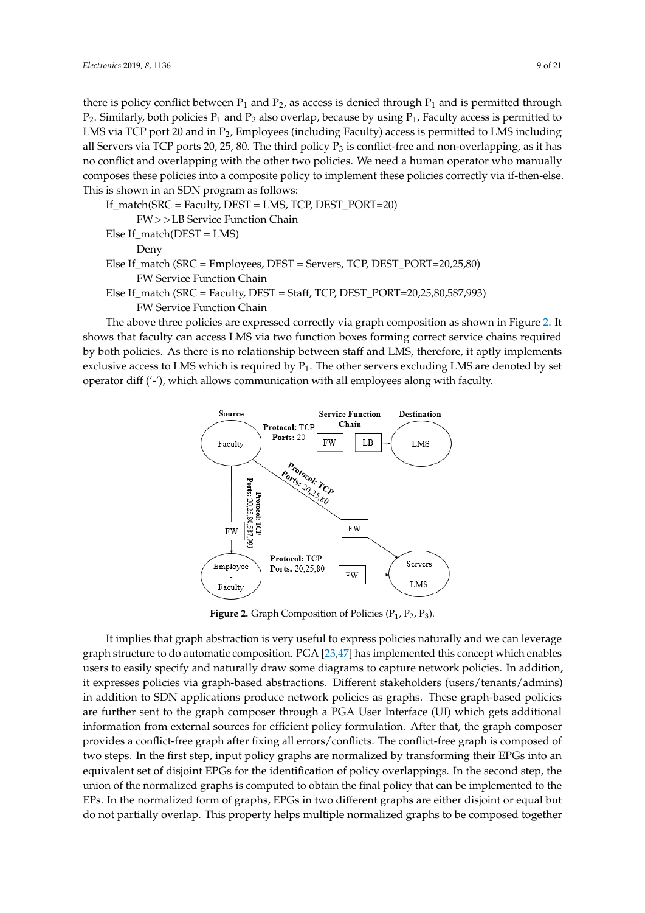there is policy conflict between $P_1$ and $P_2$, as access is denied through $P_1$ and is permitted through $P_2$. Similarly, both policies $P_1$ and $P_2$ also overlap, because by using $P_1$, Faculty access is permitted to LMS via TCP port 20 and in $P_2$, Employees (including Faculty) access is permitted to LMS including all Servers via TCP ports 20, 25, 80. The third policy $P_3$ is conflict-free and non-overlapping, as it has no conflict and overlapping with the other two policies. We need a human operator who manually composes these policies into a composite policy to implement these policies correctly via if-then-else. This is shown in an SDN program as follows:

```
If_match(SRC = Faculty, DEST = LMS, TCP, DEST_PORT=20)
    FW>>LB Service Function Chain
Else If_match(DEST = LMS)
    Deny
Else If_match (SRC = Employees, DEST = Servers, TCP, DEST_PORT=20,25,80)
    FW Service Function Chain
Else If_match (SRC = Faculty, DEST = Staff, TCP, DEST_PORT=20,25,80,587,993)
    FW Service Function Chain
```

The above three policies are expressed correctly via graph composition as shown in Figure 2. It shows that faculty can access LMS via two function boxes forming correct service chains required by both policies. As there is no relationship between staff and LMS, therefore, it aptly implements exclusive access to LMS which is required by $P_1$. The other servers excluding LMS are denoted by set operator diff ('-'), which allows communication with all employees along with faculty.

**Figure 2.** Graph Composition of Policies ($P_1$, $P_2$, $P_3$).

It implies that graph abstraction is very useful to express policies naturally and we can leverage graph structure to do automatic composition. PGA [23,47] has implemented this concept which enables users to easily specify and naturally draw some diagrams to capture network policies. In addition, it expresses policies via graph-based abstractions. Different stakeholders (users/tenants/admins) in addition to SDN applications produce network policies as graphs. These graph-based policies are further sent to the graph composer through a PGA User Interface (UI) which gets additional information from external sources for efficient policy formulation. After that, the graph composer provides a conflict-free graph after fixing all errors/conflicts. The conflict-free graph is composed of two steps. In the first step, input policy graphs are normalized by transforming their EPGs into an equivalent set of disjoint EPGs for the identification of policy overlappings. In the second step, the union of the normalized graphs is computed to obtain the final policy that can be implemented to the EPs. In the normalized form of graphs, EPGs in two different graphs are either disjoint or equal but do not partially overlap. This property helps multiple normalized graphs to be composed together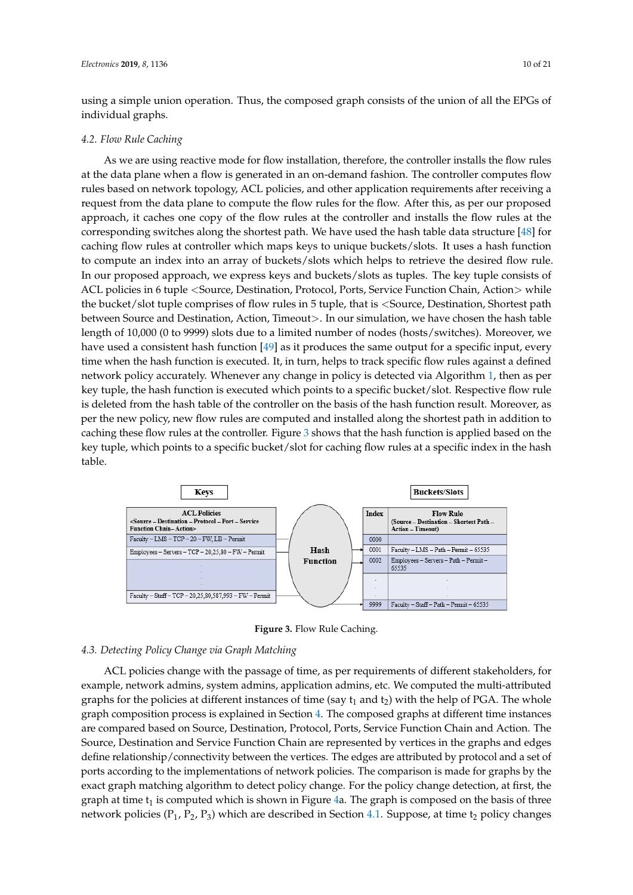using a simple union operation. Thus, the composed graph consists of the union of all the EPGs of individual graphs.

### *4.2. Flow Rule Caching*

As we are using reactive mode for flow installation, therefore, the controller installs the flow rules at the data plane when a flow is generated in an on-demand fashion. The controller computes flow rules based on network topology, ACL policies, and other application requirements after receiving a request from the data plane to compute the flow rules for the flow. After this, as per our proposed approach, it caches one copy of the flow rules at the controller and installs the flow rules at the corresponding switches along the shortest path. We have used the hash table data structure [48] for caching flow rules at controller which maps keys to unique buckets/slots. It uses a hash function to compute an index into an array of buckets/slots which helps to retrieve the desired flow rule. In our proposed approach, we express keys and buckets/slots as tuples. The key tuple consists of ACL policies in 6 tuple <Source, Destination, Protocol, Ports, Service Function Chain, Action> while the bucket/slot tuple comprises of flow rules in 5 tuple, that is <Source, Destination, Shortest path between Source and Destination, Action, Timeout>. In our simulation, we have chosen the hash table length of 10,000 (0 to 9999) slots due to a limited number of nodes (hosts/switches). Moreover, we have used a consistent hash function [49] as it produces the same output for a specific input, every time when the hash function is executed. It, in turn, helps to track specific flow rules against a defined network policy accurately. Whenever any change in policy is detected via Algorithm 1, then as per key tuple, the hash function is executed which points to a specific bucket/slot. Respective flow rule is deleted from the hash table of the controller on the basis of the hash function result. Moreover, as per the new policy, new flow rules are computed and installed along the shortest path in addition to caching these flow rules at the controller. Figure 3 shows that the hash function is applied based on the key tuple, which points to a specific bucket/slot for caching flow rules at a specific index in the hash table.

**Keys**

| ACL Policies <Source – Destination – Protocol – Port – Service Function Chain – Action> |
| --- |
| Faculty – LMS – TCP – 20 – FW, LB – Permit |
| Employees – Servers – TCP – 20,25,80 – FW – Permit |
| . . . |
| Faculty – Staff – TCP – 20,25,80,587,993 – FW – Permit |

**Hash Function**

**Buckets/Slots**

| Index | Flow Rule (Source – Destination – Shortest Path – Action – Timeout) |
| --- | --- |
| 0000 | |
| 0001 | Faculty – LMS – Path – Permit – 65535 |
| 0002 | Employees – Servers – Path – Permit – 65535 |
| . . . | . . . |
| 9999 | Faculty – Staff – Path – Permit – 65535 |

**Figure 3.** Flow Rule Caching.

### *4.3. Detecting Policy Change via Graph Matching*

ACL policies change with the passage of time, as per requirements of different stakeholders, for example, network admins, system admins, application admins, etc. We computed the multi-attributed graphs for the policies at different instances of time (say $t_1$ and $t_2$) with the help of PGA. The whole graph composition process is explained in Section 4. The composed graphs at different time instances are compared based on Source, Destination, Protocol, Ports, Service Function Chain and Action. The Source, Destination and Service Function Chain are represented by vertices in the graphs and edges define relationship/connectivity between the vertices. The edges are attributed by protocol and a set of ports according to the implementations of network policies. The comparison is made for graphs by the exact graph matching algorithm to detect policy change. For the policy change detection, at first, the graph at time $t_1$ is computed which is shown in Figure 4a. The graph is composed on the basis of three network policies ($P_1$, $P_2$, $P_3$) which are described in Section 4.1. Suppose, at time $t_2$ policy changes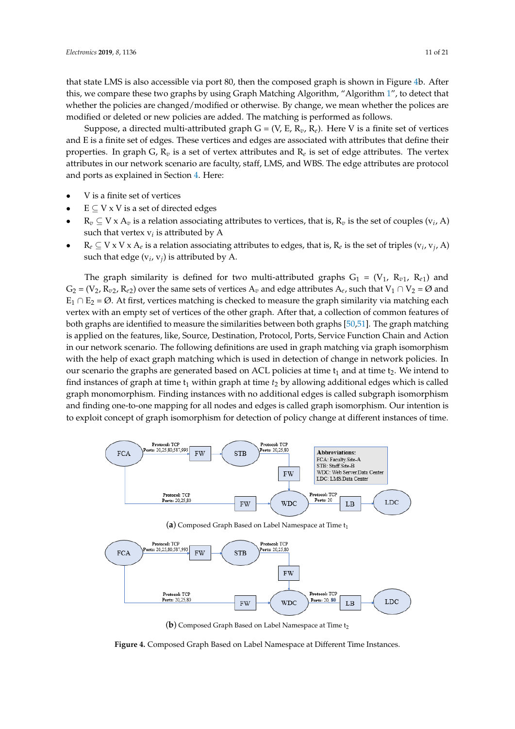that state LMS is also accessible via port 80, then the composed graph is shown in Figure 4b. After this, we compare these two graphs by using Graph Matching Algorithm, "Algorithm 1", to detect that whether the policies are changed/modified or otherwise. By change, we mean whether the polices are modified or deleted or new policies are added. The matching is performed as follows.

Suppose, a directed multi-attributed graph G = (V, E, $R_v$, $R_e$). Here V is a finite set of vertices and E is a finite set of edges. These vertices and edges are associated with attributes that define their properties. In graph G, $R_v$ is a set of vertex attributes and $R_e$ is set of edge attributes. The vertex attributes in our network scenario are faculty, staff, LMS, and WBS. The edge attributes are protocol and ports as explained in Section 4. Here:

- V is a finite set of vertices
- $E \subseteq V \times V$ is a set of directed edges
- $R_v \subseteq V \times A_v$ is a relation associating attributes to vertices, that is, $R_v$ is the set of couples ($v_i$, A) such that vertex $v_i$ is attributed by A
- $R_e \subseteq V \times V \times A_e$ is a relation associating attributes to edges, that is, $R_e$ is the set of triples ($v_i$, $v_j$, A) such that edge ($v_i$, $v_j$) is attributed by A.

The graph similarity is defined for two multi-attributed graphs $G_1$ = ($V_1$, $R_{v1}$, $R_{e1}$) and $G_2$ = ($V_2$, $R_{v2}$, $R_{e2}$) over the same sets of vertices $A_v$ and edge attributes $A_e$, such that $V_1 \cap V_2 = \emptyset$ and $E_1 \cap E_2 = \emptyset$. At first, vertices matching is checked to measure the graph similarity via matching each vertex with an empty set of vertices of the other graph. After that, a collection of common features of both graphs are identified to measure the similarities between both graphs [50,51]. The graph matching is applied on the features, like, Source, Destination, Protocol, Ports, Service Function Chain and Action in our network scenario. The following definitions are used in graph matching via graph isomorphism with the help of exact graph matching which is used in detection of change in network policies. In our scenario the graphs are generated based on ACL policies at time $t_1$ and at time $t_2$. We intend to find instances of graph at time $t_1$ within graph at time $t_2$ by allowing additional edges which is called graph monomorphism. Finding instances with no additional edges is called subgraph isomorphism and finding one-to-one mapping for all nodes and edges is called graph isomorphism. Our intention is to exploit concept of graph isomorphism for detection of policy change at different instances of time.

(**a**) Composed Graph Based on Label Namespace at Time $t_1$

(**b**) Composed Graph Based on Label Namespace at Time $t_2$

**Figure 4.** Composed Graph Based on Label Namespace at Different Time Instances.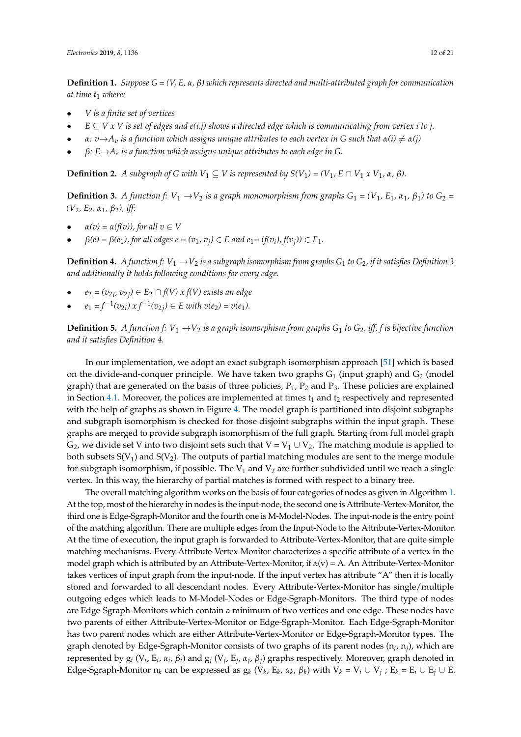**Definition 1.** *Suppose G = (V, E, α, β) which represents directed and multi-attributed graph for communication at time* $t_1$ *where:*

- *V is a finite set of vertices*
- $E \subseteq V \times V$ *is set of edges and e(i,j) shows a directed edge which is communicating from vertex i to j.*
- $\alpha: v \rightarrow A_v$ *is a function which assigns unique attributes to each vertex in G such that* $\alpha(i) \neq \alpha(j)$
- $\beta: E \rightarrow A_e$ *is a function which assigns unique attributes to each edge in G.*

**Definition 2.** *A subgraph of G with* $V_1 \subseteq V$ *is represented by* $S(V_1) = (V_1, E \cap V_1 \times V_1, \alpha, \beta)$.

**Definition 3.** *A function* $f: V_1 \rightarrow V_2$ *is a graph monomorphism from graphs* $G_1 = (V_1, E_1, \alpha_1, \beta_1)$ *to* $G_2 = (V_2, E_2, \alpha_1, \beta_2)$*, iff:*

- $\alpha(v) = \alpha(f(v))$*, for all* $v \in V$
- $\beta(e) = \beta(e_1)$*, for all edges* $e = (v_1, v_j) \in E$ *and* $e_1 = (f(v_i), f(v_j)) \in E_1$.

**Definition 4.** *A function* $f: V_1 \rightarrow V_2$ *is a subgraph isomorphism from graphs* $G_1$ *to* $G_2$*, if it satisfies Definition 3 and additionally it holds following conditions for every edge.*

- $e_2 = (v_{2i}, v_{2j}) \in E_2 \cap f(V) \times f(V)$ *exists an edge*
- $e_1 = f^{-1}(v_{2i}) \times f^{-1}(v_{2j}) \in E$ *with* $v(e_2) = v(e_1)$.

**Definition 5.** *A function* $f: V_1 \rightarrow V_2$ *is a graph isomorphism from graphs* $G_1$ *to* $G_2$*, iff, f is bijective function and it satisfies Definition 4.*

In our implementation, we adopt an exact subgraph isomorphism approach [51] which is based on the divide-and-conquer principle. We have taken two graphs $G_1$ (input graph) and $G_2$ (model graph) that are generated on the basis of three policies, $P_1$, $P_2$ and $P_3$. These policies are explained in Section 4.1. Moreover, the polices are implemented at times $t_1$ and $t_2$ respectively and represented with the help of graphs as shown in Figure 4. The model graph is partitioned into disjoint subgraphs and subgraph isomorphism is checked for those disjoint subgraphs within the input graph. These graphs are merged to provide subgraph isomorphism of the full graph. Starting from full model graph $G_2$, we divide set V into two disjoint sets such that $V = V_1 \cup V_2$. The matching module is applied to both subsets $S(V_1)$ and $S(V_2)$. The outputs of partial matching modules are sent to the merge module for subgraph isomorphism, if possible. The $V_1$ and $V_2$ are further subdivided until we reach a single vertex. In this way, the hierarchy of partial matches is formed with respect to a binary tree.

The overall matching algorithm works on the basis of four categories of nodes as given in Algorithm 1. At the top, most of the hierarchy in nodes is the input-node, the second one is Attribute-Vertex-Monitor, the third one is Edge-Sgraph-Monitor and the fourth one is M-Model-Nodes. The input-node is the entry point of the matching algorithm. There are multiple edges from the Input-Node to the Attribute-Vertex-Monitor. At the time of execution, the input graph is forwarded to Attribute-Vertex-Monitor, that are quite simple matching mechanisms. Every Attribute-Vertex-Monitor characterizes a specific attribute of a vertex in the model graph which is attributed by an Attribute-Vertex-Monitor, if $\alpha(v) = A$. An Attribute-Vertex-Monitor takes vertices of input graph from the input-node. If the input vertex has attribute "A" then it is locally stored and forwarded to all descendant nodes. Every Attribute-Vertex-Monitor has single/multiple outgoing edges which leads to M-Model-Nodes or Edge-Sgraph-Monitors. The third type of nodes are Edge-Sgraph-Monitors which contain a minimum of two vertices and one edge. These nodes have two parents of either Attribute-Vertex-Monitor or Edge-Sgraph-Monitor. Each Edge-Sgraph-Monitor has two parent nodes which are either Attribute-Vertex-Monitor or Edge-Sgraph-Monitor types. The graph denoted by Edge-Sgraph-Monitor consists of two graphs of its parent nodes ($n_i$, $n_j$), which are represented by $g_i$ ($V_i$, $E_i$, $\alpha_i$, $\beta_i$) and $g_j$ ($V_j$, $E_j$, $\alpha_j$, $\beta_j$) graphs respectively. Moreover, graph denoted in Edge-Sgraph-Monitor $n_k$ can be expressed as $g_k$ ($V_k$, $E_k$, $\alpha_k$, $\beta_k$) with $V_k = V_i \cup V_j$ ; $E_k = E_i \cup E_j \cup E$.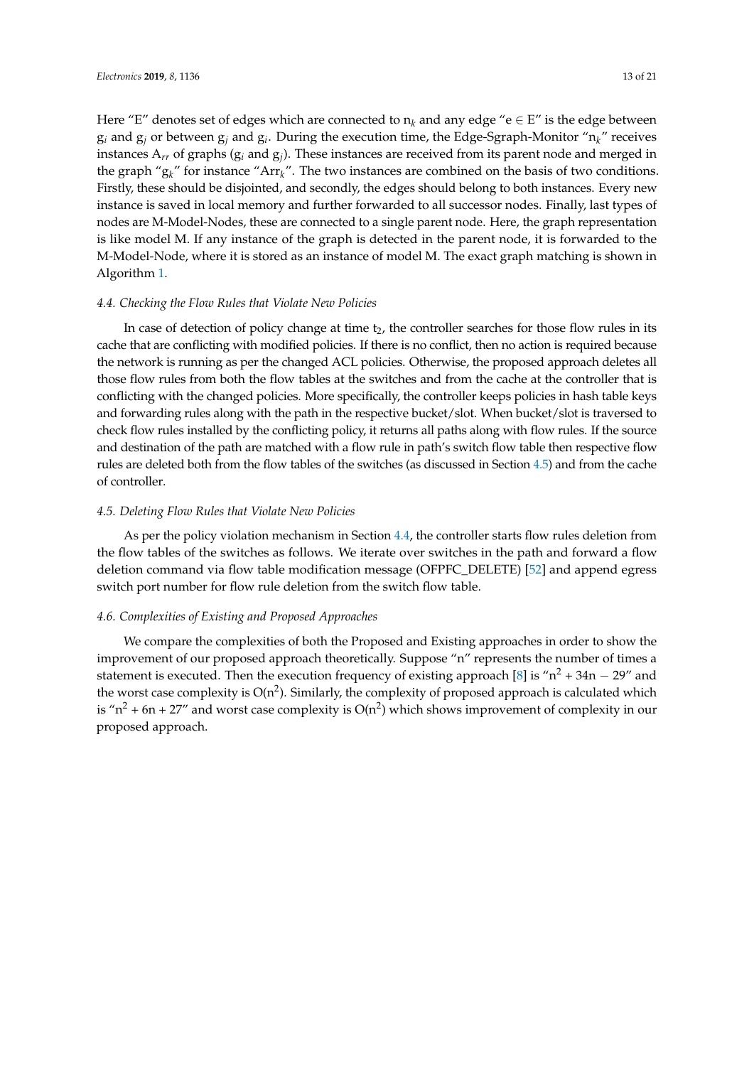Here "E" denotes set of edges which are connected to $n_k$ and any edge "$e \in E$" is the edge between $g_i$ and $g_j$ or between $g_j$ and $g_i$. During the execution time, the Edge-Sgraph-Monitor "$n_k$" receives instances $A_{rr}$ of graphs ($g_i$ and $g_j$). These instances are received from its parent node and merged in the graph "$g_k$" for instance "$Arr_k$". The two instances are combined on the basis of two conditions. Firstly, these should be disjointed, and secondly, the edges should belong to both instances. Every new instance is saved in local memory and further forwarded to all successor nodes. Finally, last types of nodes are M-Model-Nodes, these are connected to a single parent node. Here, the graph representation is like model M. If any instance of the graph is detected in the parent node, it is forwarded to the M-Model-Node, where it is stored as an instance of model M. The exact graph matching is shown in Algorithm 1.

### 4.4. Checking the Flow Rules that Violate New Policies

In case of detection of policy change at time $t_2$, the controller searches for those flow rules in its cache that are conflicting with modified policies. If there is no conflict, then no action is required because the network is running as per the changed ACL policies. Otherwise, the proposed approach deletes all those flow rules from both the flow tables at the switches and from the cache at the controller that is conflicting with the changed policies. More specifically, the controller keeps policies in hash table keys and forwarding rules along with the path in the respective bucket/slot. When bucket/slot is traversed to check flow rules installed by the conflicting policy, it returns all paths along with flow rules. If the source and destination of the path are matched with a flow rule in path's switch flow table then respective flow rules are deleted both from the flow tables of the switches (as discussed in Section 4.5) and from the cache of controller.

### 4.5. Deleting Flow Rules that Violate New Policies

As per the policy violation mechanism in Section 4.4, the controller starts flow rules deletion from the flow tables of the switches as follows. We iterate over switches in the path and forward a flow deletion command via flow table modification message (OFPFC_DELETE) [52] and append egress switch port number for flow rule deletion from the switch flow table.

### 4.6. Complexities of Existing and Proposed Approaches

We compare the complexities of both the Proposed and Existing approaches in order to show the improvement of our proposed approach theoretically. Suppose "n" represents the number of times a statement is executed. Then the execution frequency of existing approach [8] is "$n^2 + 34n - 29$" and the worst case complexity is $O(n^2)$. Similarly, the complexity of proposed approach is calculated which is "$n^2 + 6n + 27$" and worst case complexity is $O(n^2)$ which shows improvement of complexity in our proposed approach.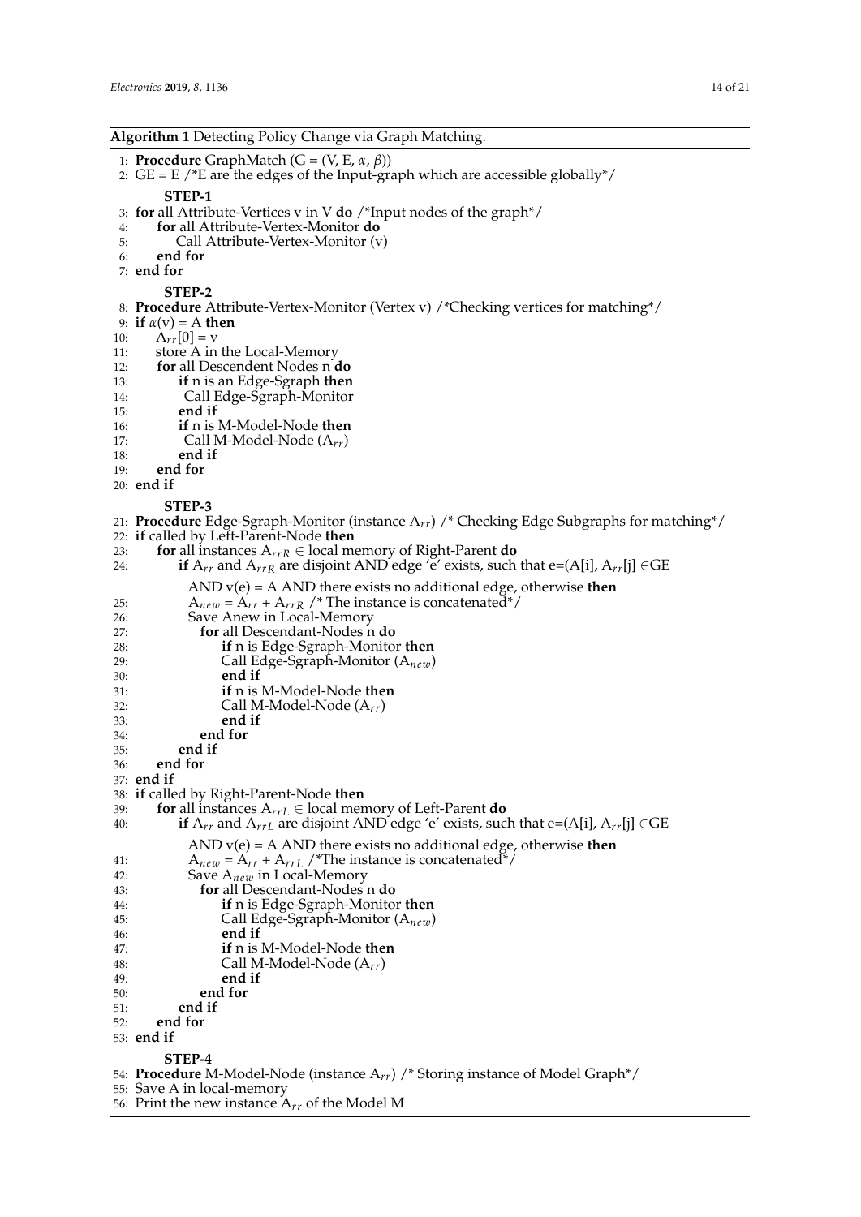**Algorithm 1** Detecting Policy Change via Graph Matching.

```
1:  Procedure GraphMatch (G = (V, E, α, β))
2:  GE = E /*E are the edges of the Input-graph which are accessible globally*/
        STEP-1
3:  for all Attribute-Vertices v in V do /*Input nodes of the graph*/
4:      for all Attribute-Vertex-Monitor do
5:          Call Attribute-Vertex-Monitor (v)
6:      end for
7:  end for
        STEP-2
8:  Procedure Attribute-Vertex-Monitor (Vertex v) /*Checking vertices for matching*/
9:  if α(v) = A then
10:     A_rr[0] = v
11:     store A in the Local-Memory
12:     for all Descendent Nodes n do
13:         if n is an Edge-Sgraph then
14:          Call Edge-Sgraph-Monitor
15:         end if
16:         if n is M-Model-Node then
17:          Call M-Model-Node (A_rr)
18:         end if
19:     end for
20: end if
        STEP-3
21: Procedure Edge-Sgraph-Monitor (instance A_rr) /* Checking Edge Subgraphs for matching*/
22: if called by Left-Parent-Node then
23:     for all instances A_rrR ∈ local memory of Right-Parent do
24:         if A_rr and A_rrR are disjoint AND edge 'e' exists, such that e=(A[i], A_rr[j] ∈GE
            AND v(e) = A AND there exists no additional edge, otherwise then
25:           A_new = A_rr + A_rrR /* The instance is concatenated*/
26:           Save Anew in Local-Memory
27:             for all Descendant-Nodes n do
28:                 if n is Edge-Sgraph-Monitor then
29:                 Call Edge-Sgraph-Monitor (A_new)
30:                 end if
31:                 if n is M-Model-Node then
32:                 Call M-Model-Node (A_rr)
33:                 end if
34:             end for
35:         end if
36:     end for
37: end if
38: if called by Right-Parent-Node then
39:     for all instances A_rrL ∈ local memory of Left-Parent do
40:         if A_rr and A_rrL are disjoint AND edge 'e' exists, such that e=(A[i], A_rr[j] ∈GE
            AND v(e) = A AND there exists no additional edge, otherwise then
41:           A_new = A_rr + A_rrL /*The instance is concatenated*/
42:           Save A_new in Local-Memory
43:             for all Descendant-Nodes n do
44:                 if n is Edge-Sgraph-Monitor then
45:                 Call Edge-Sgraph-Monitor (A_new)
46:                 end if
47:                 if n is M-Model-Node then
48:                 Call M-Model-Node (A_rr)
49:                 end if
50:             end for
51:         end if
52:     end for
53: end if
        STEP-4
54: Procedure M-Model-Node (instance A_rr) /* Storing instance of Model Graph*/
55: Save A in local-memory
56: Print the new instance A_rr of the Model M
```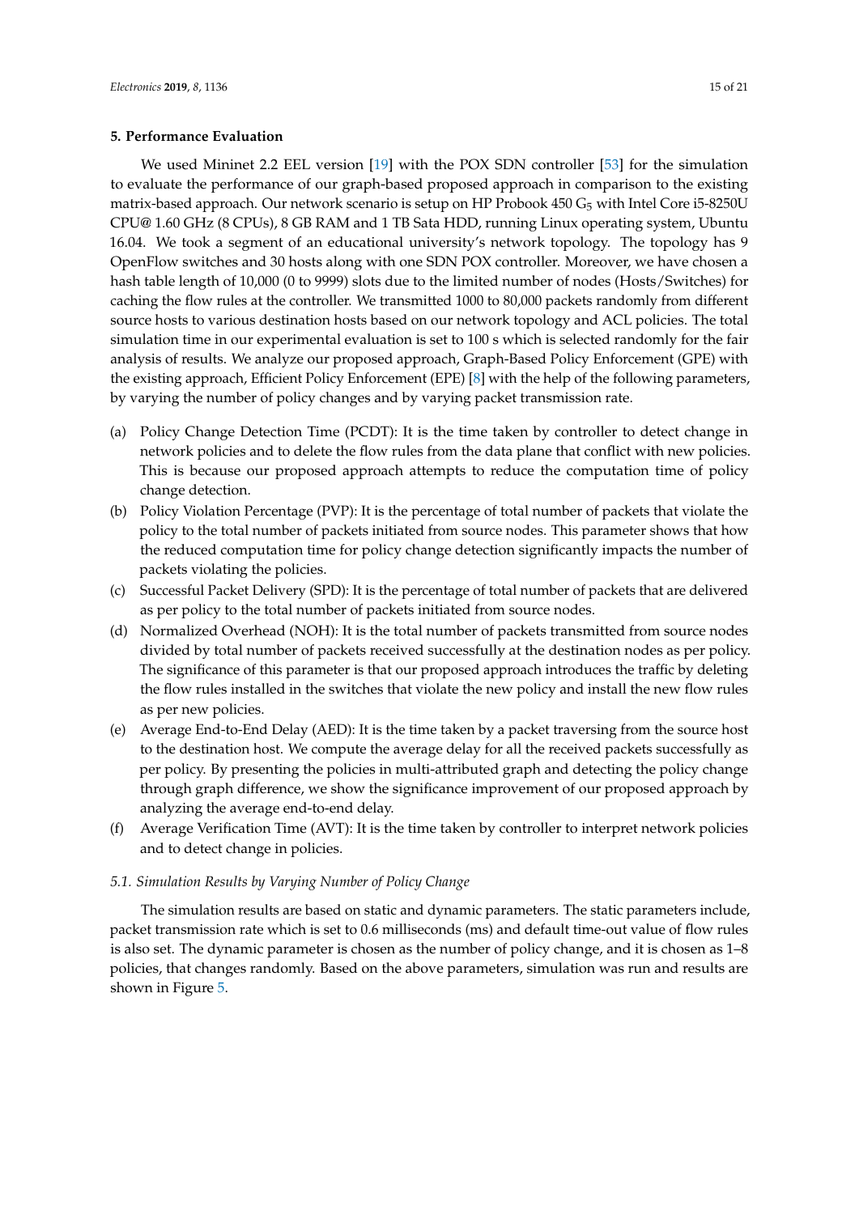## 5. Performance Evaluation

We used Mininet 2.2 EEL version [19] with the POX SDN controller [53] for the simulation to evaluate the performance of our graph-based proposed approach in comparison to the existing matrix-based approach. Our network scenario is setup on HP Probook 450 $G_5$ with Intel Core i5-8250U CPU@ 1.60 GHz (8 CPUs), 8 GB RAM and 1 TB Sata HDD, running Linux operating system, Ubuntu 16.04. We took a segment of an educational university's network topology. The topology has 9 OpenFlow switches and 30 hosts along with one SDN POX controller. Moreover, we have chosen a hash table length of 10,000 (0 to 9999) slots due to the limited number of nodes (Hosts/Switches) for caching the flow rules at the controller. We transmitted 1000 to 80,000 packets randomly from different source hosts to various destination hosts based on our network topology and ACL policies. The total simulation time in our experimental evaluation is set to 100 s which is selected randomly for the fair analysis of results. We analyze our proposed approach, Graph-Based Policy Enforcement (GPE) with the existing approach, Efficient Policy Enforcement (EPE) [8] with the help of the following parameters, by varying the number of policy changes and by varying packet transmission rate.

(a) Policy Change Detection Time (PCDT): It is the time taken by controller to detect change in network policies and to delete the flow rules from the data plane that conflict with new policies. This is because our proposed approach attempts to reduce the computation time of policy change detection.

(b) Policy Violation Percentage (PVP): It is the percentage of total number of packets that violate the policy to the total number of packets initiated from source nodes. This parameter shows that how the reduced computation time for policy change detection significantly impacts the number of packets violating the policies.

(c) Successful Packet Delivery (SPD): It is the percentage of total number of packets that are delivered as per policy to the total number of packets initiated from source nodes.

(d) Normalized Overhead (NOH): It is the total number of packets transmitted from source nodes divided by total number of packets received successfully at the destination nodes as per policy. The significance of this parameter is that our proposed approach introduces the traffic by deleting the flow rules installed in the switches that violate the new policy and install the new flow rules as per new policies.

(e) Average End-to-End Delay (AED): It is the time taken by a packet traversing from the source host to the destination host. We compute the average delay for all the received packets successfully as per policy. By presenting the policies in multi-attributed graph and detecting the policy change through graph difference, we show the significance improvement of our proposed approach by analyzing the average end-to-end delay.

(f) Average Verification Time (AVT): It is the time taken by controller to interpret network policies and to detect change in policies.

### *5.1. Simulation Results by Varying Number of Policy Change*

The simulation results are based on static and dynamic parameters. The static parameters include, packet transmission rate which is set to 0.6 milliseconds (ms) and default time-out value of flow rules is also set. The dynamic parameter is chosen as the number of policy change, and it is chosen as 1–8 policies, that changes randomly. Based on the above parameters, simulation was run and results are shown in Figure 5.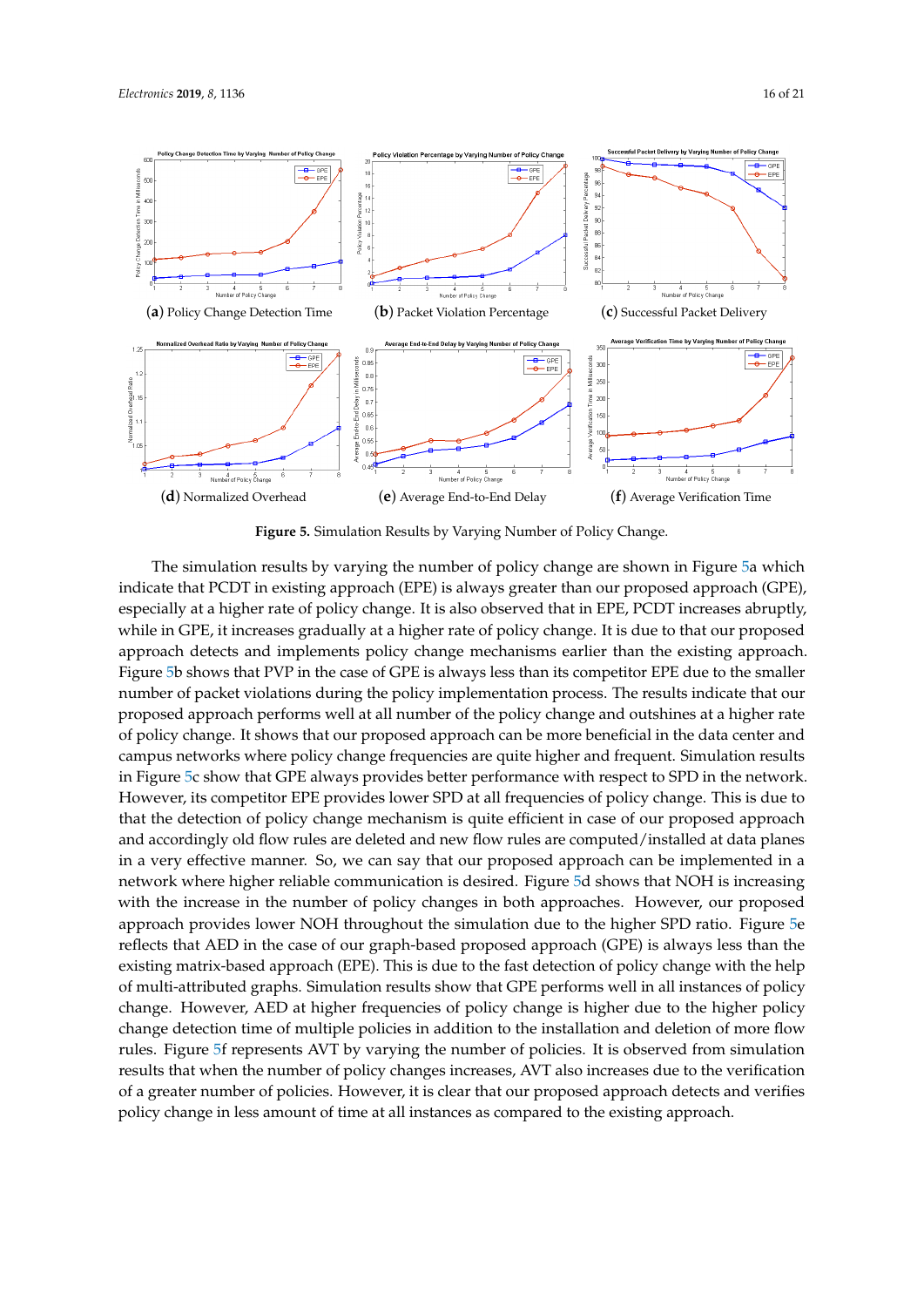**(a)** Policy Change Detection Time **(b)** Packet Violation Percentage **(c)** Successful Packet Delivery

**(d)** Normalized Overhead **(e)** Average End-to-End Delay **(f)** Average Verification Time

**Figure 5.** Simulation Results by Varying Number of Policy Change.

The simulation results by varying the number of policy change are shown in Figure 5a which indicate that PCDT in existing approach (EPE) is always greater than our proposed approach (GPE), especially at a higher rate of policy change. It is also observed that in EPE, PCDT increases abruptly, while in GPE, it increases gradually at a higher rate of policy change. It is due to that our proposed approach detects and implements policy change mechanisms earlier than the existing approach. Figure 5b shows that PVP in the case of GPE is always less than its competitor EPE due to the smaller number of packet violations during the policy implementation process. The results indicate that our proposed approach performs well at all number of the policy change and outshines at a higher rate of policy change. It shows that our proposed approach can be more beneficial in the data center and campus networks where policy change frequencies are quite higher and frequent. Simulation results in Figure 5c show that GPE always provides better performance with respect to SPD in the network. However, its competitor EPE provides lower SPD at all frequencies of policy change. This is due to that the detection of policy change mechanism is quite efficient in case of our proposed approach and accordingly old flow rules are deleted and new flow rules are computed/installed at data planes in a very effective manner. So, we can say that our proposed approach can be implemented in a network where higher reliable communication is desired. Figure 5d shows that NOH is increasing with the increase in the number of policy changes in both approaches. However, our proposed approach provides lower NOH throughout the simulation due to the higher SPD ratio. Figure 5e reflects that AED in the case of our graph-based proposed approach (GPE) is always less than the existing matrix-based approach (EPE). This is due to the fast detection of policy change with the help of multi-attributed graphs. Simulation results show that GPE performs well in all instances of policy change. However, AED at higher frequencies of policy change is higher due to the higher policy change detection time of multiple policies in addition to the installation and deletion of more flow rules. Figure 5f represents AVT by varying the number of policies. It is observed from simulation results that when the number of policy changes increases, AVT also increases due to the verification of a greater number of policies. However, it is clear that our proposed approach detects and verifies policy change in less amount of time at all instances as compared to the existing approach.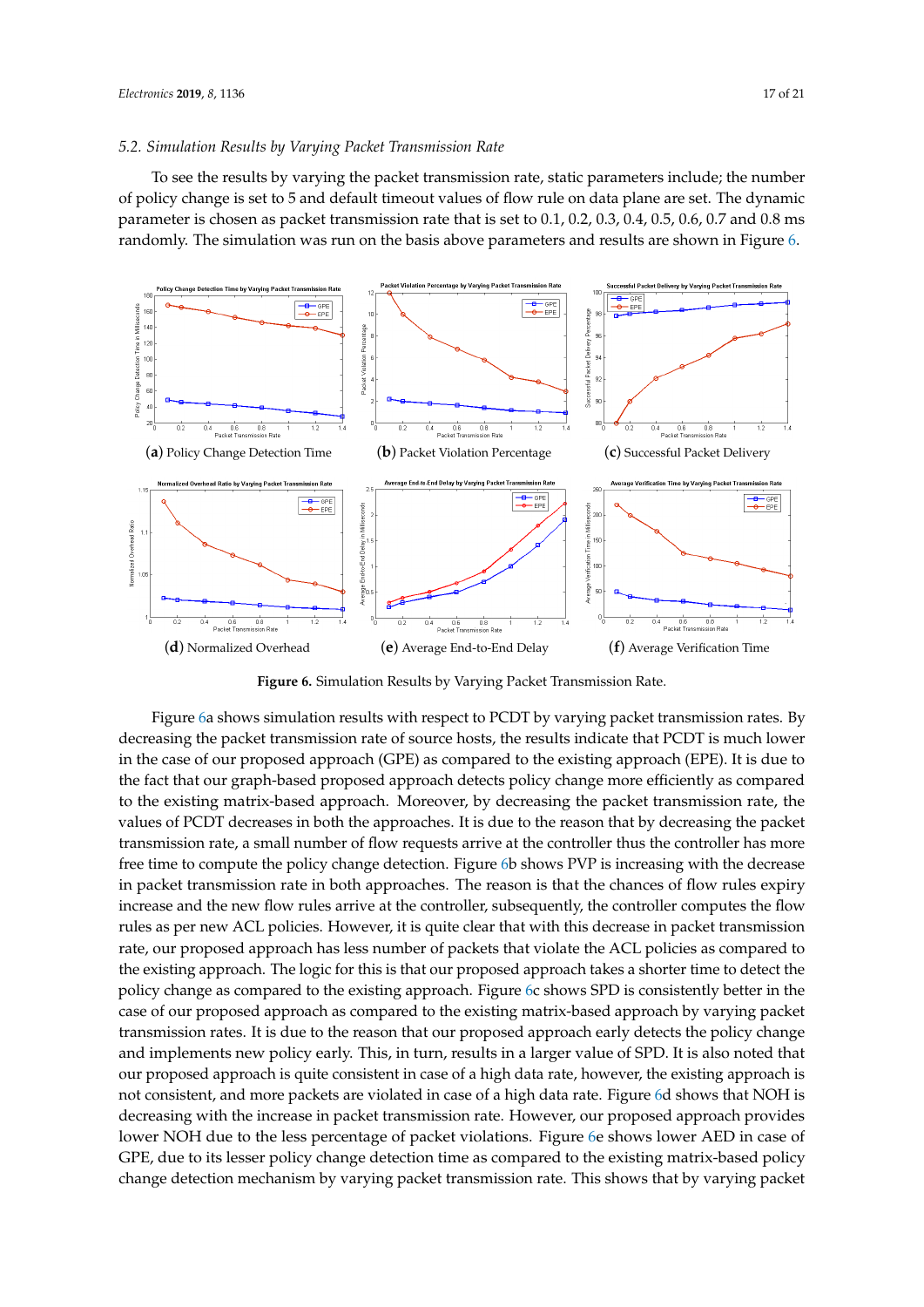### 5.2. Simulation Results by Varying Packet Transmission Rate

To see the results by varying the packet transmission rate, static parameters include; the number of policy change is set to 5 and default timeout values of flow rule on data plane are set. The dynamic parameter is chosen as packet transmission rate that is set to 0.1, 0.2, 0.3, 0.4, 0.5, 0.6, 0.7 and 0.8 ms randomly. The simulation was run on the basis above parameters and results are shown in Figure 6.

(**a**) Policy Change Detection Time (**b**) Packet Violation Percentage (**c**) Successful Packet Delivery

(**d**) Normalized Overhead (**e**) Average End-to-End Delay (**f**) Average Verification Time

**Figure 6.** Simulation Results by Varying Packet Transmission Rate.

Figure 6a shows simulation results with respect to PCDT by varying packet transmission rates. By decreasing the packet transmission rate of source hosts, the results indicate that PCDT is much lower in the case of our proposed approach (GPE) as compared to the existing approach (EPE). It is due to the fact that our graph-based proposed approach detects policy change more efficiently as compared to the existing matrix-based approach. Moreover, by decreasing the packet transmission rate, the values of PCDT decreases in both the approaches. It is due to the reason that by decreasing the packet transmission rate, a small number of flow requests arrive at the controller thus the controller has more free time to compute the policy change detection. Figure 6b shows PVP is increasing with the decrease in packet transmission rate in both approaches. The reason is that the chances of flow rules expiry increase and the new flow rules arrive at the controller, subsequently, the controller computes the flow rules as per new ACL policies. However, it is quite clear that with this decrease in packet transmission rate, our proposed approach has less number of packets that violate the ACL policies as compared to the existing approach. The logic for this is that our proposed approach takes a shorter time to detect the policy change as compared to the existing approach. Figure 6c shows SPD is consistently better in the case of our proposed approach as compared to the existing matrix-based approach by varying packet transmission rates. It is due to the reason that our proposed approach early detects the policy change and implements new policy early. This, in turn, results in a larger value of SPD. It is also noted that our proposed approach is quite consistent in case of a high data rate, however, the existing approach is not consistent, and more packets are violated in case of a high data rate. Figure 6d shows that NOH is decreasing with the increase in packet transmission rate. However, our proposed approach provides lower NOH due to the less percentage of packet violations. Figure 6e shows lower AED in case of GPE, due to its lesser policy change detection time as compared to the existing matrix-based policy change detection mechanism by varying packet transmission rate. This shows that by varying packet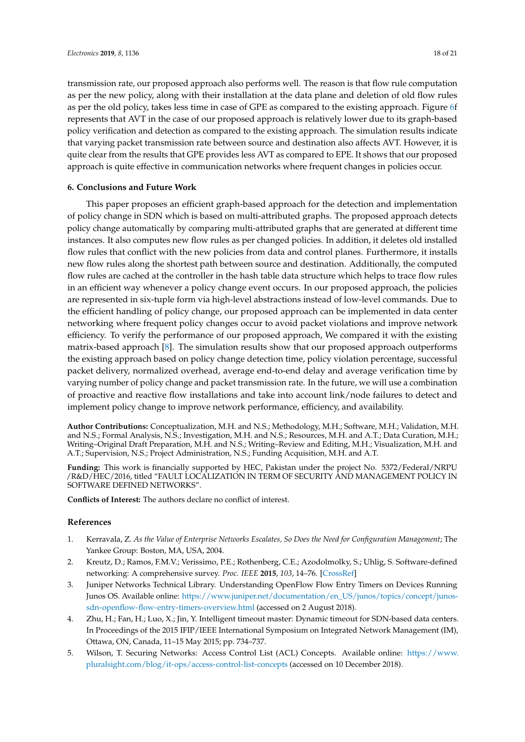transmission rate, our proposed approach also performs well. The reason is that flow rule computation as per the new policy, along with their installation at the data plane and deletion of old flow rules as per the old policy, takes less time in case of GPE as compared to the existing approach. Figure 6f represents that AVT in the case of our proposed approach is relatively lower due to its graph-based policy verification and detection as compared to the existing approach. The simulation results indicate that varying packet transmission rate between source and destination also affects AVT. However, it is quite clear from the results that GPE provides less AVT as compared to EPE. It shows that our proposed approach is quite effective in communication networks where frequent changes in policies occur.

## 6. Conclusions and Future Work

This paper proposes an efficient graph-based approach for the detection and implementation of policy change in SDN which is based on multi-attributed graphs. The proposed approach detects policy change automatically by comparing multi-attributed graphs that are generated at different time instances. It also computes new flow rules as per changed policies. In addition, it deletes old installed flow rules that conflict with the new policies from data and control planes. Furthermore, it installs new flow rules along the shortest path between source and destination. Additionally, the computed flow rules are cached at the controller in the hash table data structure which helps to trace flow rules in an efficient way whenever a policy change event occurs. In our proposed approach, the policies are represented in six-tuple form via high-level abstractions instead of low-level commands. Due to the efficient handling of policy change, our proposed approach can be implemented in data center networking where frequent policy changes occur to avoid packet violations and improve network efficiency. To verify the performance of our proposed approach, We compared it with the existing matrix-based approach [8]. The simulation results show that our proposed approach outperforms the existing approach based on policy change detection time, policy violation percentage, successful packet delivery, normalized overhead, average end-to-end delay and average verification time by varying number of policy change and packet transmission rate. In the future, we will use a combination of proactive and reactive flow installations and take into account link/node failures to detect and implement policy change to improve network performance, efficiency, and availability.

**Author Contributions:** Conceptualization, M.H. and N.S.; Methodology, M.H.; Software, M.H.; Validation, M.H. and N.S.; Formal Analysis, N.S.; Investigation, M.H. and N.S.; Resources, M.H. and A.T.; Data Curation, M.H.; Writing–Original Draft Preparation, M.H. and N.S.; Writing–Review and Editing, M.H.; Visualization, M.H. and A.T.; Supervision, N.S.; Project Administration, N.S.; Funding Acquisition, M.H. and A.T.

**Funding:** This work is financially supported by HEC, Pakistan under the project No. 5372/Federal/NRPU/R&D/HEC/2016, titled "FAULT LOCALIZATION IN TERM OF SECURITY AND MANAGEMENT POLICY IN SOFTWARE DEFINED NETWORKS".

**Conflicts of Interest:** The authors declare no conflict of interest.

## References

1. Kerravala, Z. *As the Value of Enterprise Networks Escalates, So Does the Need for Configuration Management*; The Yankee Group: Boston, MA, USA, 2004.
2. Kreutz, D.; Ramos, F.M.V.; Verissimo, P.E.; Rothenberg, C.E.; Azodolmolky, S.; Uhlig, S. Software-defined networking: A comprehensive survey. *Proc. IEEE* **2015**, *103*, 14–76. [CrossRef]
3. Juniper Networks Technical Library. Understanding OpenFlow Flow Entry Timers on Devices Running Junos OS. Available online: https://www.juniper.net/documentation/en_US/junos/topics/concept/junos-sdn-openflow-flow-entry-timers-overview.html (accessed on 2 August 2018).
4. Zhu, H.; Fan, H.; Luo, X.; Jin, Y. Intelligent timeout master: Dynamic timeout for SDN-based data centers. In Proceedings of the 2015 IFIP/IEEE International Symposium on Integrated Network Management (IM), Ottawa, ON, Canada, 11–15 May 2015; pp. 734–737.
5. Wilson, T. Securing Networks: Access Control List (ACL) Concepts. Available online: https://www.pluralsight.com/blog/it-ops/access-control-list-concepts (accessed on 10 December 2018).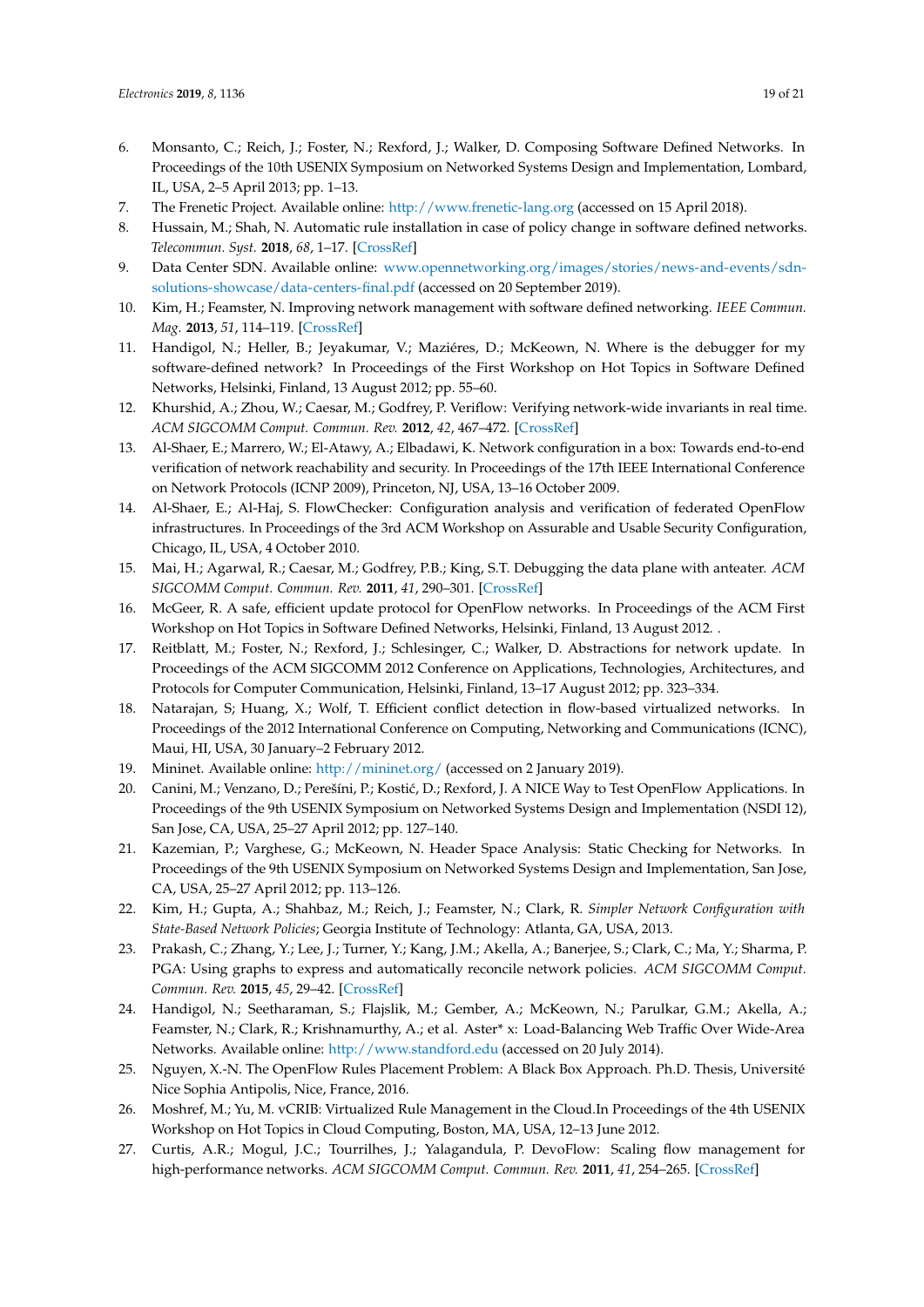6. Monsanto, C.; Reich, J.; Foster, N.; Rexford, J.; Walker, D. Composing Software Defined Networks. In Proceedings of the 10th USENIX Symposium on Networked Systems Design and Implementation, Lombard, IL, USA, 2–5 April 2013; pp. 1–13.
7. The Frenetic Project. Available online: http://www.frenetic-lang.org (accessed on 15 April 2018).
8. Hussain, M.; Shah, N. Automatic rule installation in case of policy change in software defined networks. *Telecommun. Syst.* **2018**, *68*, 1–17. [CrossRef]
9. Data Center SDN. Available online: www.opennetworking.org/images/stories/news-and-events/sdn-solutions-showcase/data-centers-final.pdf (accessed on 20 September 2019).
10. Kim, H.; Feamster, N. Improving network management with software defined networking. *IEEE Commun. Mag.* **2013**, *51*, 114–119. [CrossRef]
11. Handigol, N.; Heller, B.; Jeyakumar, V.; Maziéres, D.; McKeown, N. Where is the debugger for my software-defined network? In Proceedings of the First Workshop on Hot Topics in Software Defined Networks, Helsinki, Finland, 13 August 2012; pp. 55–60.
12. Khurshid, A.; Zhou, W.; Caesar, M.; Godfrey, P. Veriflow: Verifying network-wide invariants in real time. *ACM SIGCOMM Comput. Commun. Rev.* **2012**, *42*, 467–472. [CrossRef]
13. Al-Shaer, E.; Marrero, W.; El-Atawy, A.; Elbadawi, K. Network configuration in a box: Towards end-to-end verification of network reachability and security. In Proceedings of the 17th IEEE International Conference on Network Protocols (ICNP 2009), Princeton, NJ, USA, 13–16 October 2009.
14. Al-Shaer, E.; Al-Haj, S. FlowChecker: Configuration analysis and verification of federated OpenFlow infrastructures. In Proceedings of the 3rd ACM Workshop on Assurable and Usable Security Configuration, Chicago, IL, USA, 4 October 2010.
15. Mai, H.; Agarwal, R.; Caesar, M.; Godfrey, P.B.; King, S.T. Debugging the data plane with anteater. *ACM SIGCOMM Comput. Commun. Rev.* **2011**, *41*, 290–301. [CrossRef]
16. McGeer, R. A safe, efficient update protocol for OpenFlow networks. In Proceedings of the ACM First Workshop on Hot Topics in Software Defined Networks, Helsinki, Finland, 13 August 2012. .
17. Reitblatt, M.; Foster, N.; Rexford, J.; Schlesinger, C.; Walker, D. Abstractions for network update. In Proceedings of the ACM SIGCOMM 2012 Conference on Applications, Technologies, Architectures, and Protocols for Computer Communication, Helsinki, Finland, 13–17 August 2012; pp. 323–334.
18. Natarajan, S; Huang, X.; Wolf, T. Efficient conflict detection in flow-based virtualized networks. In Proceedings of the 2012 International Conference on Computing, Networking and Communications (ICNC), Maui, HI, USA, 30 January–2 February 2012.
19. Mininet. Available online: http://mininet.org/ (accessed on 2 January 2019).
20. Canini, M.; Venzano, D.; Perešíni, P.; Kostić, D.; Rexford, J. A NICE Way to Test OpenFlow Applications. In Proceedings of the 9th USENIX Symposium on Networked Systems Design and Implementation (NSDI 12), San Jose, CA, USA, 25–27 April 2012; pp. 127–140.
21. Kazemian, P.; Varghese, G.; McKeown, N. Header Space Analysis: Static Checking for Networks. In Proceedings of the 9th USENIX Symposium on Networked Systems Design and Implementation, San Jose, CA, USA, 25–27 April 2012; pp. 113–126.
22. Kim, H.; Gupta, A.; Shahbaz, M.; Reich, J.; Feamster, N.; Clark, R. *Simpler Network Configuration with State-Based Network Policies*; Georgia Institute of Technology: Atlanta, GA, USA, 2013.
23. Prakash, C.; Zhang, Y.; Lee, J.; Turner, Y.; Kang, J.M.; Akella, A.; Banerjee, S.; Clark, C.; Ma, Y.; Sharma, P. PGA: Using graphs to express and automatically reconcile network policies. *ACM SIGCOMM Comput. Commun. Rev.* **2015**, *45*, 29–42. [CrossRef]
24. Handigol, N.; Seetharaman, S.; Flajslik, M.; Gember, A.; McKeown, N.; Parulkar, G.M.; Akella, A.; Feamster, N.; Clark, R.; Krishnamurthy, A.; et al. Aster* x: Load-Balancing Web Traffic Over Wide-Area Networks. Available online: http://www.standford.edu (accessed on 20 July 2014).
25. Nguyen, X.-N. The OpenFlow Rules Placement Problem: A Black Box Approach. Ph.D. Thesis, Université Nice Sophia Antipolis, Nice, France, 2016.
26. Moshref, M.; Yu, M. vCRIB: Virtualized Rule Management in the Cloud.In Proceedings of the 4th USENIX Workshop on Hot Topics in Cloud Computing, Boston, MA, USA, 12–13 June 2012.
27. Curtis, A.R.; Mogul, J.C.; Tourrilhes, J.; Yalagandula, P. DevoFlow: Scaling flow management for high-performance networks. *ACM SIGCOMM Comput. Commun. Rev.* **2011**, *41*, 254–265. [CrossRef]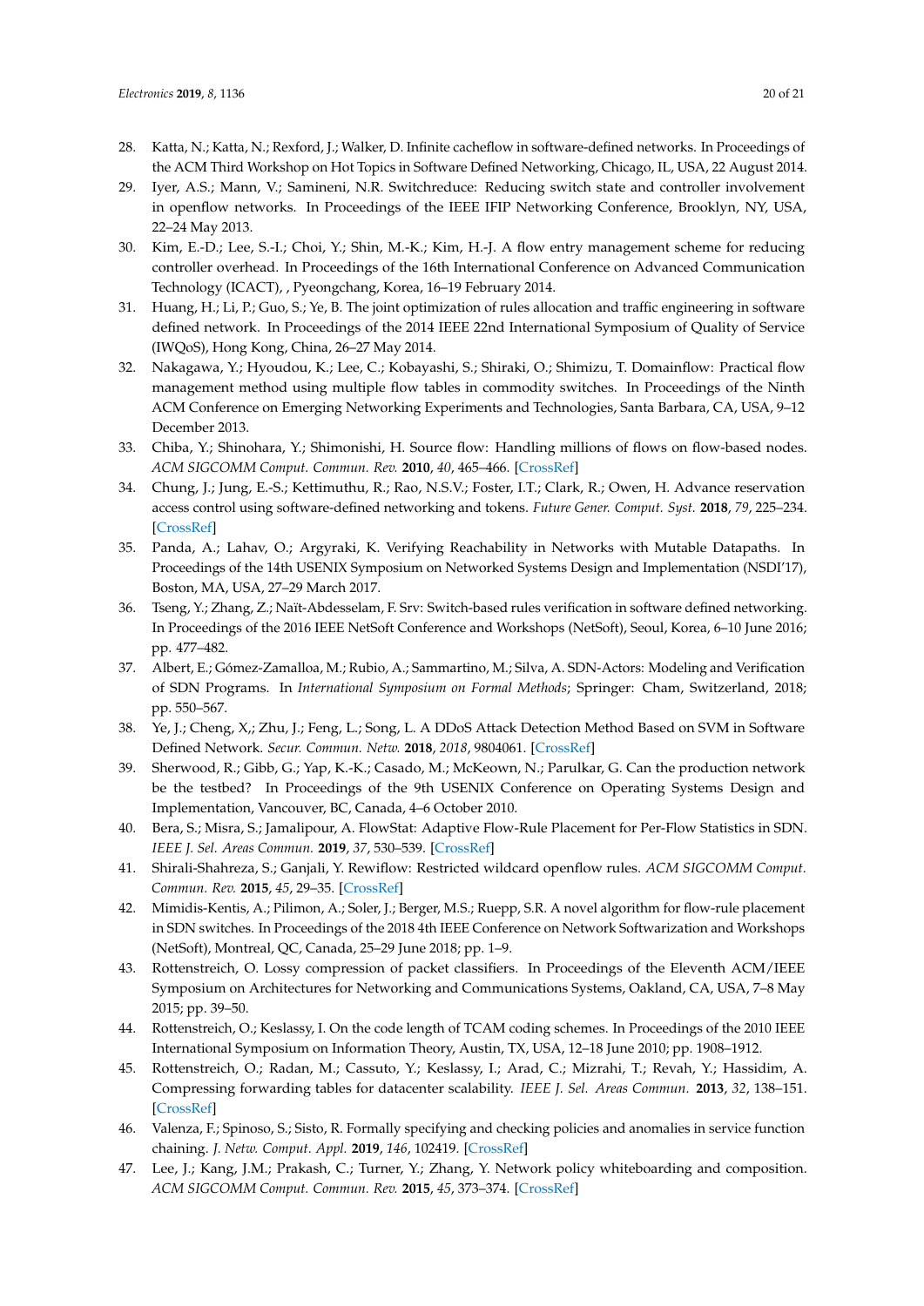28. Katta, N.; Katta, N.; Rexford, J.; Walker, D. Infinite cacheflow in software-defined networks. In Proceedings of the ACM Third Workshop on Hot Topics in Software Defined Networking, Chicago, IL, USA, 22 August 2014.
29. Iyer, A.S.; Mann, V.; Samineni, N.R. Switchreduce: Reducing switch state and controller involvement in openflow networks. In Proceedings of the IEEE IFIP Networking Conference, Brooklyn, NY, USA, 22–24 May 2013.
30. Kim, E.-D.; Lee, S.-I.; Choi, Y.; Shin, M.-K.; Kim, H.-J. A flow entry management scheme for reducing controller overhead. In Proceedings of the 16th International Conference on Advanced Communication Technology (ICACT), , Pyeongchang, Korea, 16–19 February 2014.
31. Huang, H.; Li, P.; Guo, S.; Ye, B. The joint optimization of rules allocation and traffic engineering in software defined network. In Proceedings of the 2014 IEEE 22nd International Symposium of Quality of Service (IWQoS), Hong Kong, China, 26–27 May 2014.
32. Nakagawa, Y.; Hyoudou, K.; Lee, C.; Kobayashi, S.; Shiraki, O.; Shimizu, T. Domainflow: Practical flow management method using multiple flow tables in commodity switches. In Proceedings of the Ninth ACM Conference on Emerging Networking Experiments and Technologies, Santa Barbara, CA, USA, 9–12 December 2013.
33. Chiba, Y.; Shinohara, Y.; Shimonishi, H. Source flow: Handling millions of flows on flow-based nodes. *ACM SIGCOMM Comput. Commun. Rev.* **2010**, *40*, 465–466. [CrossRef]
34. Chung, J.; Jung, E.-S.; Kettimuthu, R.; Rao, N.S.V.; Foster, I.T.; Clark, R.; Owen, H. Advance reservation access control using software-defined networking and tokens. *Future Gener. Comput. Syst.* **2018**, *79*, 225–234. [CrossRef]
35. Panda, A.; Lahav, O.; Argyraki, K. Verifying Reachability in Networks with Mutable Datapaths. In Proceedings of the 14th USENIX Symposium on Networked Systems Design and Implementation (NSDI'17), Boston, MA, USA, 27–29 March 2017.
36. Tseng, Y.; Zhang, Z.; Naït-Abdesselam, F. Srv: Switch-based rules verification in software defined networking. In Proceedings of the 2016 IEEE NetSoft Conference and Workshops (NetSoft), Seoul, Korea, 6–10 June 2016; pp. 477–482.
37. Albert, E.; Gómez-Zamalloa, M.; Rubio, A.; Sammartino, M.; Silva, A. SDN-Actors: Modeling and Verification of SDN Programs. In *International Symposium on Formal Methods*; Springer: Cham, Switzerland, 2018; pp. 550–567.
38. Ye, J.; Cheng, X.;; Zhu, J.; Feng, L.; Song, L. A DDoS Attack Detection Method Based on SVM in Software Defined Network. *Secur. Commun. Netw.* **2018**, *2018*, 9804061. [CrossRef]
39. Sherwood, R.; Gibb, G.; Yap, K.-K.; Casado, M.; McKeown, N.; Parulkar, G. Can the production network be the testbed? In Proceedings of the 9th USENIX Conference on Operating Systems Design and Implementation, Vancouver, BC, Canada, 4–6 October 2010.
40. Bera, S.; Misra, S.; Jamalipour, A. FlowStat: Adaptive Flow-Rule Placement for Per-Flow Statistics in SDN. *IEEE J. Sel. Areas Commun.* **2019**, *37*, 530–539. [CrossRef]
41. Shirali-Shahreza, S.; Ganjali, Y. Rewiflow: Restricted wildcard openflow rules. *ACM SIGCOMM Comput. Commun. Rev.* **2015**, *45*, 29–35. [CrossRef]
42. Mimidis-Kentis, A.; Pilimon, A.; Soler, J.; Berger, M.S.; Ruepp, S.R. A novel algorithm for flow-rule placement in SDN switches. In Proceedings of the 2018 4th IEEE Conference on Network Softwarization and Workshops (NetSoft), Montreal, QC, Canada, 25–29 June 2018; pp. 1–9.
43. Rottenstreich, O. Lossy compression of packet classifiers. In Proceedings of the Eleventh ACM/IEEE Symposium on Architectures for Networking and Communications Systems, Oakland, CA, USA, 7–8 May 2015; pp. 39–50.
44. Rottenstreich, O.; Keslassy, I. On the code length of TCAM coding schemes. In Proceedings of the 2010 IEEE International Symposium on Information Theory, Austin, TX, USA, 12–18 June 2010; pp. 1908–1912.
45. Rottenstreich, O.; Radan, M.; Cassuto, Y.; Keslassy, I.; Arad, C.; Mizrahi, T.; Revah, Y.; Hassidim, A. Compressing forwarding tables for datacenter scalability. *IEEE J. Sel. Areas Commun.* **2013**, *32*, 138–151. [CrossRef]
46. Valenza, F.; Spinoso, S.; Sisto, R. Formally specifying and checking policies and anomalies in service function chaining. *J. Netw. Comput. Appl.* **2019**, *146*, 102419. [CrossRef]
47. Lee, J.; Kang, J.M.; Prakash, C.; Turner, Y.; Zhang, Y. Network policy whiteboarding and composition. *ACM SIGCOMM Comput. Commun. Rev.* **2015**, *45*, 373–374. [CrossRef]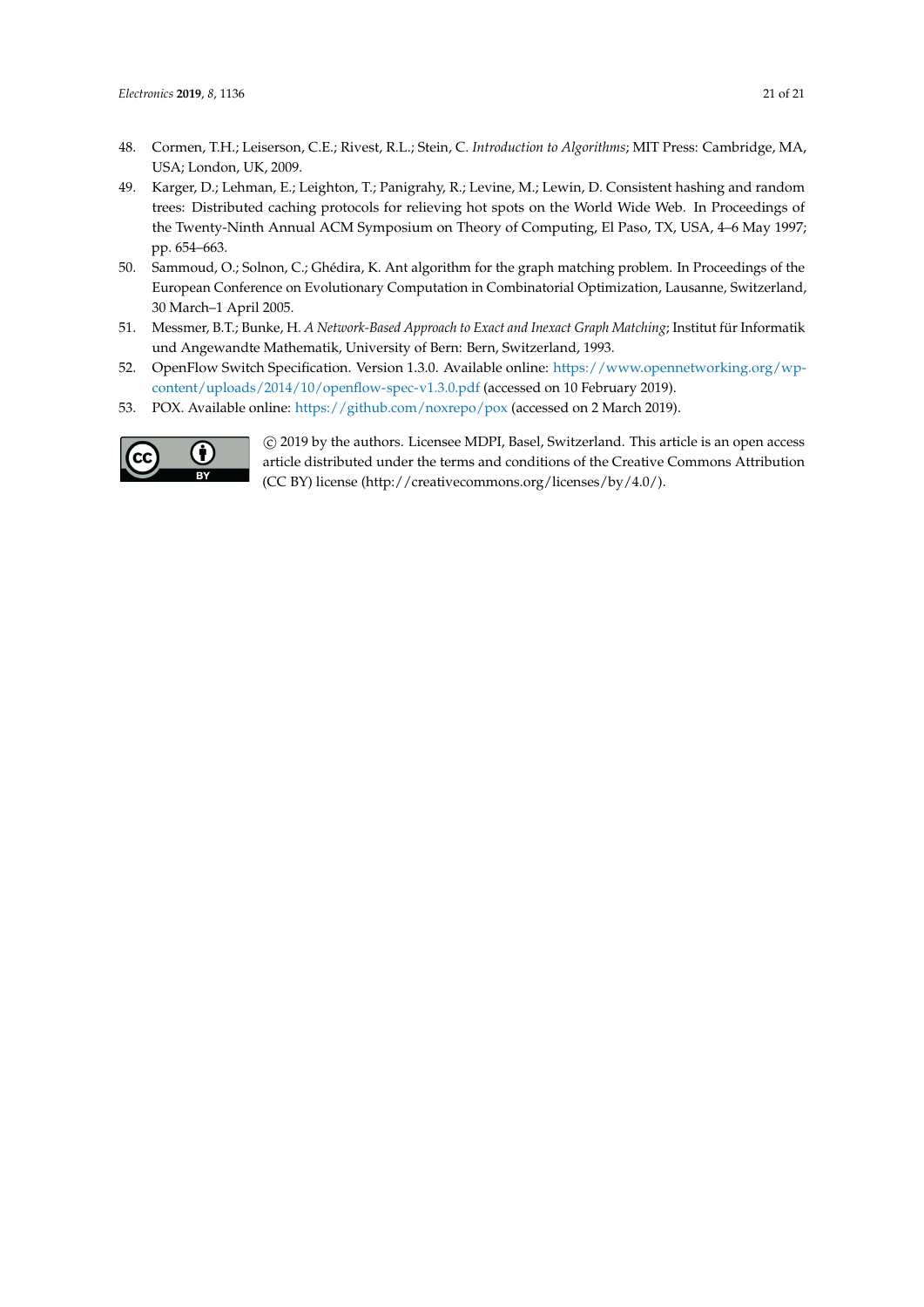48. Cormen, T.H.; Leiserson, C.E.; Rivest, R.L.; Stein, C. *Introduction to Algorithms*; MIT Press: Cambridge, MA, USA; London, UK, 2009.
49. Karger, D.; Lehman, E.; Leighton, T.; Panigrahy, R.; Levine, M.; Lewin, D. Consistent hashing and random trees: Distributed caching protocols for relieving hot spots on the World Wide Web. In Proceedings of the Twenty-Ninth Annual ACM Symposium on Theory of Computing, El Paso, TX, USA, 4–6 May 1997; pp. 654–663.
50. Sammoud, O.; Solnon, C.; Ghédira, K. Ant algorithm for the graph matching problem. In Proceedings of the European Conference on Evolutionary Computation in Combinatorial Optimization, Lausanne, Switzerland, 30 March–1 April 2005.
51. Messmer, B.T.; Bunke, H. *A Network-Based Approach to Exact and Inexact Graph Matching*; Institut für Informatik und Angewandte Mathematik, University of Bern: Bern, Switzerland, 1993.
52. OpenFlow Switch Specification. Version 1.3.0. Available online: https://www.opennetworking.org/wp-content/uploads/2014/10/openflow-spec-v1.3.0.pdf (accessed on 10 February 2019).
53. POX. Available online: https://github.com/noxrepo/pox (accessed on 2 March 2019).

© 2019 by the authors. Licensee MDPI, Basel, Switzerland. This article is an open access article distributed under the terms and conditions of the Creative Commons Attribution (CC BY) license (http://creativecommons.org/licenses/by/4.0/).